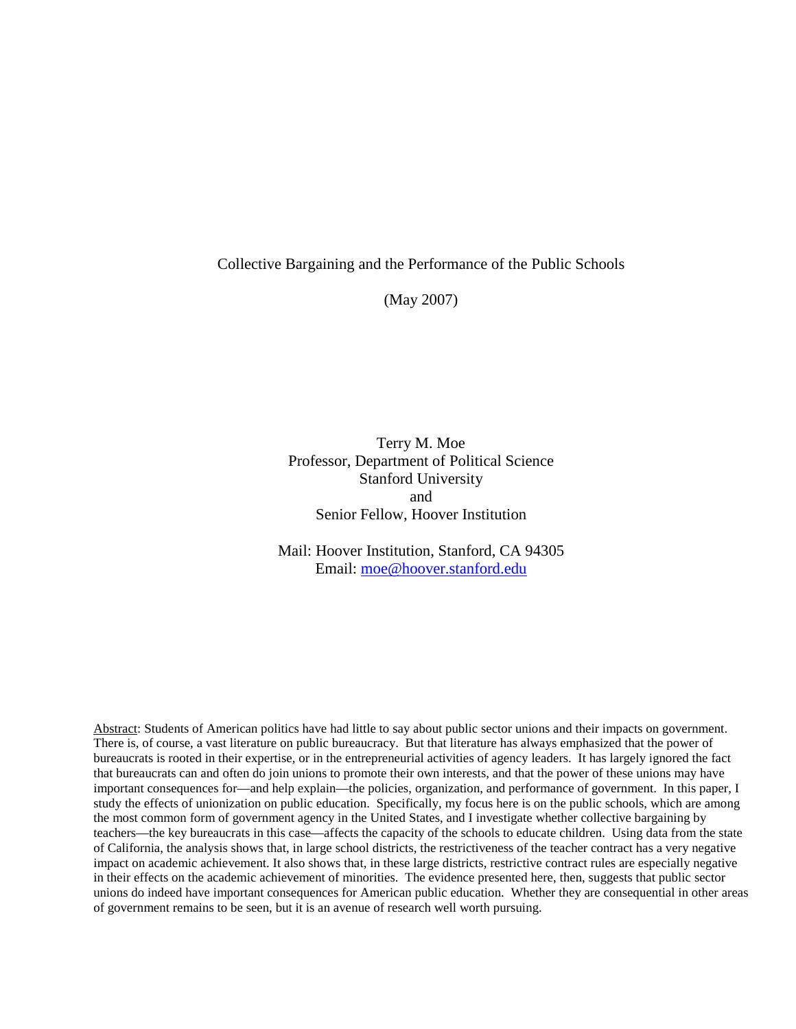# Collective Bargaining and the Performance of the Public Schools

(May 2007)

Terry M. Moe
Professor, Department of Political Science
Stanford University
and
Senior Fellow, Hoover Institution

Mail: Hoover Institution, Stanford, CA 94305
Email: moe@hoover.stanford.edu

Abstract: Students of American politics have had little to say about public sector unions and their impacts on government. There is, of course, a vast literature on public bureaucracy. But that literature has always emphasized that the power of bureaucrats is rooted in their expertise, or in the entrepreneurial activities of agency leaders. It has largely ignored the fact that bureaucrats can and often do join unions to promote their own interests, and that the power of these unions may have important consequences for—and help explain—the policies, organization, and performance of government. In this paper, I study the effects of unionization on public education. Specifically, my focus here is on the public schools, which are among the most common form of government agency in the United States, and I investigate whether collective bargaining by teachers—the key bureaucrats in this case—affects the capacity of the schools to educate children. Using data from the state of California, the analysis shows that, in large school districts, the restrictiveness of the teacher contract has a very negative impact on academic achievement. It also shows that, in these large districts, restrictive contract rules are especially negative in their effects on the academic achievement of minorities. The evidence presented here, then, suggests that public sector unions do indeed have important consequences for American public education. Whether they are consequential in other areas of government remains to be seen, but it is an avenue of research well worth pursuing.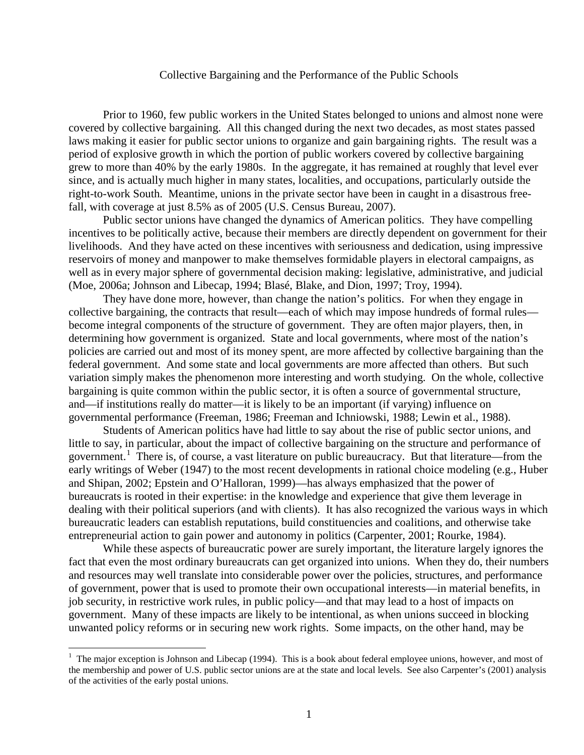# Collective Bargaining and the Performance of the Public Schools

Prior to 1960, few public workers in the United States belonged to unions and almost none were covered by collective bargaining. All this changed during the next two decades, as most states passed laws making it easier for public sector unions to organize and gain bargaining rights. The result was a period of explosive growth in which the portion of public workers covered by collective bargaining grew to more than 40% by the early 1980s. In the aggregate, it has remained at roughly that level ever since, and is actually much higher in many states, localities, and occupations, particularly outside the right-to-work South. Meantime, unions in the private sector have been in caught in a disastrous free-fall, with coverage at just 8.5% as of 2005 (U.S. Census Bureau, 2007).

Public sector unions have changed the dynamics of American politics. They have compelling incentives to be politically active, because their members are directly dependent on government for their livelihoods. And they have acted on these incentives with seriousness and dedication, using impressive reservoirs of money and manpower to make themselves formidable players in electoral campaigns, as well as in every major sphere of governmental decision making: legislative, administrative, and judicial (Moe, 2006a; Johnson and Libecap, 1994; Blasé, Blake, and Dion, 1997; Troy, 1994).

They have done more, however, than change the nation's politics. For when they engage in collective bargaining, the contracts that result—each of which may impose hundreds of formal rules—become integral components of the structure of government. They are often major players, then, in determining how government is organized. State and local governments, where most of the nation's policies are carried out and most of its money spent, are more affected by collective bargaining than the federal government. And some state and local governments are more affected than others. But such variation simply makes the phenomenon more interesting and worth studying. On the whole, collective bargaining is quite common within the public sector, it is often a source of governmental structure, and—if institutions really do matter—it is likely to be an important (if varying) influence on governmental performance (Freeman, 1986; Freeman and Ichniowski, 1988; Lewin et al., 1988).

Students of American politics have had little to say about the rise of public sector unions, and little to say, in particular, about the impact of collective bargaining on the structure and performance of government.[1] There is, of course, a vast literature on public bureaucracy. But that literature—from the early writings of Weber (1947) to the most recent developments in rational choice modeling (e.g., Huber and Shipan, 2002; Epstein and O'Halloran, 1999)—has always emphasized that the power of bureaucrats is rooted in their expertise: in the knowledge and experience that give them leverage in dealing with their political superiors (and with clients). It has also recognized the various ways in which bureaucratic leaders can establish reputations, build constituencies and coalitions, and otherwise take entrepreneurial action to gain power and autonomy in politics (Carpenter, 2001; Rourke, 1984).

While these aspects of bureaucratic power are surely important, the literature largely ignores the fact that even the most ordinary bureaucrats can get organized into unions. When they do, their numbers and resources may well translate into considerable power over the policies, structures, and performance of government, power that is used to promote their own occupational interests—in material benefits, in job security, in restrictive work rules, in public policy—and that may lead to a host of impacts on government. Many of these impacts are likely to be intentional, as when unions succeed in blocking unwanted policy reforms or in securing new work rights. Some impacts, on the other hand, may be

[1] The major exception is Johnson and Libecap (1994). This is a book about federal employee unions, however, and most of the membership and power of U.S. public sector unions are at the state and local levels. See also Carpenter's (2001) analysis of the activities of the early postal unions.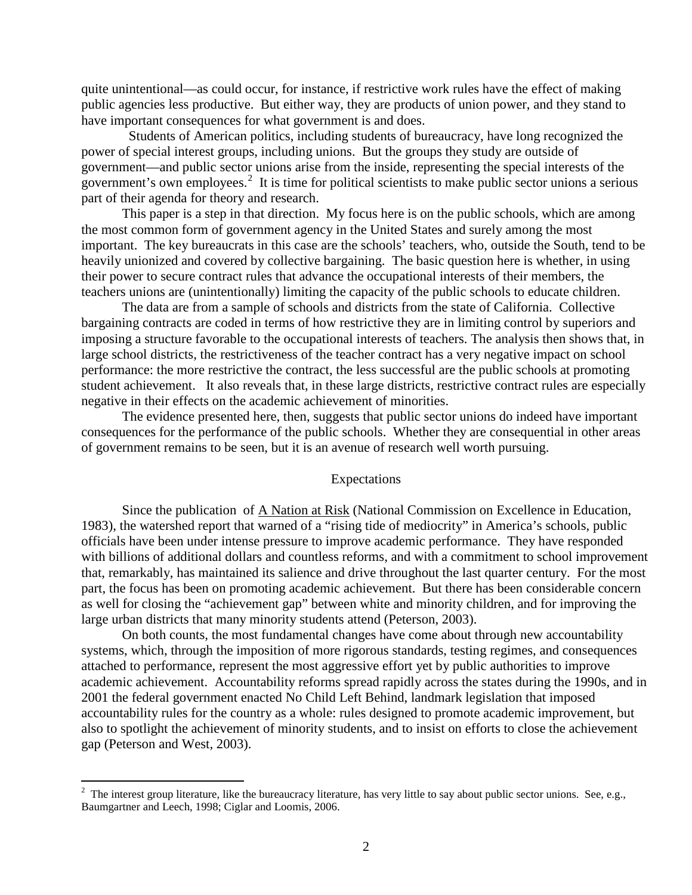quite unintentional—as could occur, for instance, if restrictive work rules have the effect of making public agencies less productive. But either way, they are products of union power, and they stand to have important consequences for what government is and does.

Students of American politics, including students of bureaucracy, have long recognized the power of special interest groups, including unions. But the groups they study are outside of government—and public sector unions arise from the inside, representing the special interests of the government's own employees.[2] It is time for political scientists to make public sector unions a serious part of their agenda for theory and research.

This paper is a step in that direction. My focus here is on the public schools, which are among the most common form of government agency in the United States and surely among the most important. The key bureaucrats in this case are the schools' teachers, who, outside the South, tend to be heavily unionized and covered by collective bargaining. The basic question here is whether, in using their power to secure contract rules that advance the occupational interests of their members, the teachers unions are (unintentionally) limiting the capacity of the public schools to educate children.

The data are from a sample of schools and districts from the state of California. Collective bargaining contracts are coded in terms of how restrictive they are in limiting control by superiors and imposing a structure favorable to the occupational interests of teachers. The analysis then shows that, in large school districts, the restrictiveness of the teacher contract has a very negative impact on school performance: the more restrictive the contract, the less successful are the public schools at promoting student achievement. It also reveals that, in these large districts, restrictive contract rules are especially negative in their effects on the academic achievement of minorities.

The evidence presented here, then, suggests that public sector unions do indeed have important consequences for the performance of the public schools. Whether they are consequential in other areas of government remains to be seen, but it is an avenue of research well worth pursuing.

## Expectations

Since the publication of A Nation at Risk (National Commission on Excellence in Education, 1983), the watershed report that warned of a "rising tide of mediocrity" in America's schools, public officials have been under intense pressure to improve academic performance. They have responded with billions of additional dollars and countless reforms, and with a commitment to school improvement that, remarkably, has maintained its salience and drive throughout the last quarter century. For the most part, the focus has been on promoting academic achievement. But there has been considerable concern as well for closing the "achievement gap" between white and minority children, and for improving the large urban districts that many minority students attend (Peterson, 2003).

On both counts, the most fundamental changes have come about through new accountability systems, which, through the imposition of more rigorous standards, testing regimes, and consequences attached to performance, represent the most aggressive effort yet by public authorities to improve academic achievement. Accountability reforms spread rapidly across the states during the 1990s, and in 2001 the federal government enacted No Child Left Behind, landmark legislation that imposed accountability rules for the country as a whole: rules designed to promote academic improvement, but also to spotlight the achievement of minority students, and to insist on efforts to close the achievement gap (Peterson and West, 2003).

[2] The interest group literature, like the bureaucracy literature, has very little to say about public sector unions. See, e.g., Baumgartner and Leech, 1998; Ciglar and Loomis, 2006.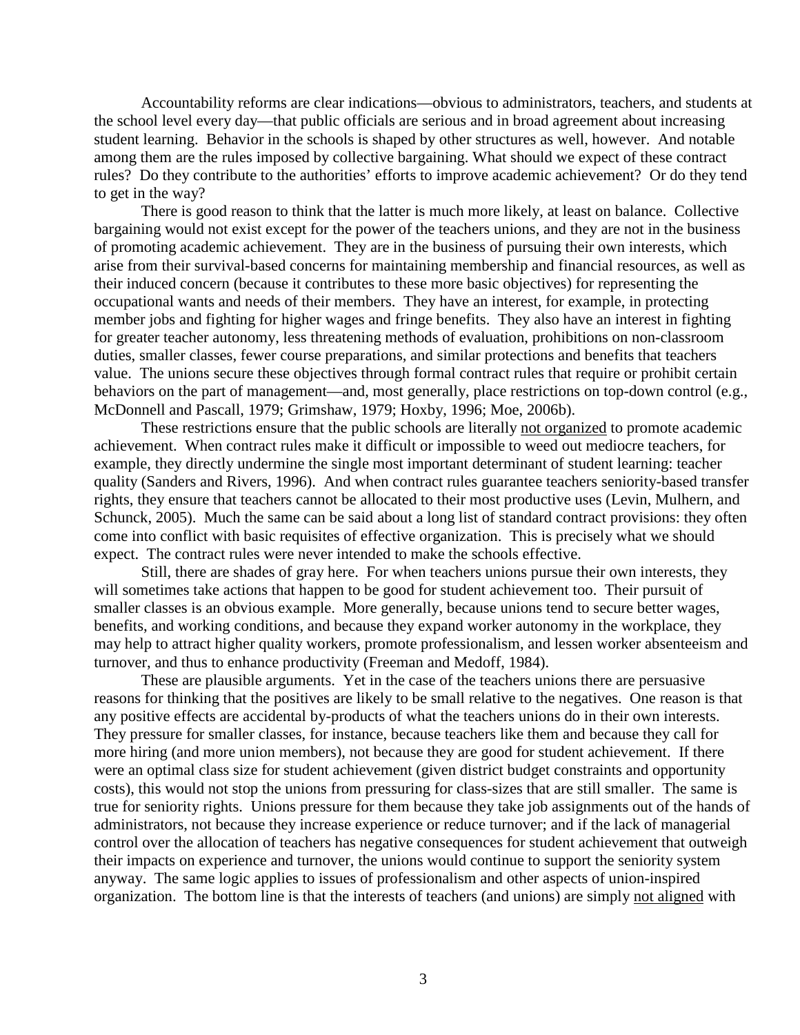Accountability reforms are clear indications—obvious to administrators, teachers, and students at the school level every day—that public officials are serious and in broad agreement about increasing student learning. Behavior in the schools is shaped by other structures as well, however. And notable among them are the rules imposed by collective bargaining. What should we expect of these contract rules? Do they contribute to the authorities' efforts to improve academic achievement? Or do they tend to get in the way?

There is good reason to think that the latter is much more likely, at least on balance. Collective bargaining would not exist except for the power of the teachers unions, and they are not in the business of promoting academic achievement. They are in the business of pursuing their own interests, which arise from their survival-based concerns for maintaining membership and financial resources, as well as their induced concern (because it contributes to these more basic objectives) for representing the occupational wants and needs of their members. They have an interest, for example, in protecting member jobs and fighting for higher wages and fringe benefits. They also have an interest in fighting for greater teacher autonomy, less threatening methods of evaluation, prohibitions on non-classroom duties, smaller classes, fewer course preparations, and similar protections and benefits that teachers value. The unions secure these objectives through formal contract rules that require or prohibit certain behaviors on the part of management—and, most generally, place restrictions on top-down control (e.g., McDonnell and Pascall, 1979; Grimshaw, 1979; Hoxby, 1996; Moe, 2006b).

These restrictions ensure that the public schools are literally <u>not organized</u> to promote academic achievement. When contract rules make it difficult or impossible to weed out mediocre teachers, for example, they directly undermine the single most important determinant of student learning: teacher quality (Sanders and Rivers, 1996). And when contract rules guarantee teachers seniority-based transfer rights, they ensure that teachers cannot be allocated to their most productive uses (Levin, Mulhern, and Schunck, 2005). Much the same can be said about a long list of standard contract provisions: they often come into conflict with basic requisites of effective organization. This is precisely what we should expect. The contract rules were never intended to make the schools effective.

Still, there are shades of gray here. For when teachers unions pursue their own interests, they will sometimes take actions that happen to be good for student achievement too. Their pursuit of smaller classes is an obvious example. More generally, because unions tend to secure better wages, benefits, and working conditions, and because they expand worker autonomy in the workplace, they may help to attract higher quality workers, promote professionalism, and lessen worker absenteeism and turnover, and thus to enhance productivity (Freeman and Medoff, 1984).

These are plausible arguments. Yet in the case of the teachers unions there are persuasive reasons for thinking that the positives are likely to be small relative to the negatives. One reason is that any positive effects are accidental by-products of what the teachers unions do in their own interests. They pressure for smaller classes, for instance, because teachers like them and because they call for more hiring (and more union members), not because they are good for student achievement. If there were an optimal class size for student achievement (given district budget constraints and opportunity costs), this would not stop the unions from pressuring for class-sizes that are still smaller. The same is true for seniority rights. Unions pressure for them because they take job assignments out of the hands of administrators, not because they increase experience or reduce turnover; and if the lack of managerial control over the allocation of teachers has negative consequences for student achievement that outweigh their impacts on experience and turnover, the unions would continue to support the seniority system anyway. The same logic applies to issues of professionalism and other aspects of union-inspired organization. The bottom line is that the interests of teachers (and unions) are simply <u>not aligned</u> with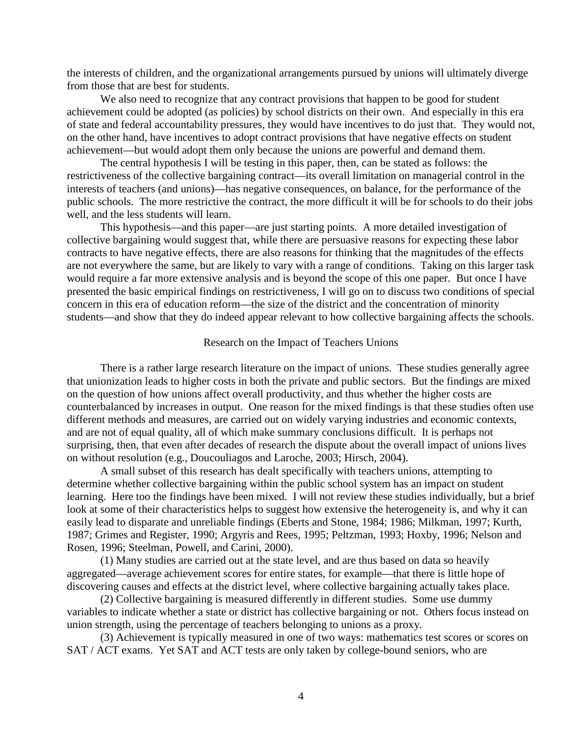the interests of children, and the organizational arrangements pursued by unions will ultimately diverge from those that are best for students.

We also need to recognize that any contract provisions that happen to be good for student achievement could be adopted (as policies) by school districts on their own. And especially in this era of state and federal accountability pressures, they would have incentives to do just that. They would not, on the other hand, have incentives to adopt contract provisions that have negative effects on student achievement—but would adopt them only because the unions are powerful and demand them.

The central hypothesis I will be testing in this paper, then, can be stated as follows: the restrictiveness of the collective bargaining contract—its overall limitation on managerial control in the interests of teachers (and unions)—has negative consequences, on balance, for the performance of the public schools. The more restrictive the contract, the more difficult it will be for schools to do their jobs well, and the less students will learn.

This hypothesis—and this paper—are just starting points. A more detailed investigation of collective bargaining would suggest that, while there are persuasive reasons for expecting these labor contracts to have negative effects, there are also reasons for thinking that the magnitudes of the effects are not everywhere the same, but are likely to vary with a range of conditions. Taking on this larger task would require a far more extensive analysis and is beyond the scope of this one paper. But once I have presented the basic empirical findings on restrictiveness, I will go on to discuss two conditions of special concern in this era of education reform—the size of the district and the concentration of minority students—and show that they do indeed appear relevant to how collective bargaining affects the schools.

## Research on the Impact of Teachers Unions

There is a rather large research literature on the impact of unions. These studies generally agree that unionization leads to higher costs in both the private and public sectors. But the findings are mixed on the question of how unions affect overall productivity, and thus whether the higher costs are counterbalanced by increases in output. One reason for the mixed findings is that these studies often use different methods and measures, are carried out on widely varying industries and economic contexts, and are not of equal quality, all of which make summary conclusions difficult. It is perhaps not surprising, then, that even after decades of research the dispute about the overall impact of unions lives on without resolution (e.g., Doucouliagos and Laroche, 2003; Hirsch, 2004).

A small subset of this research has dealt specifically with teachers unions, attempting to determine whether collective bargaining within the public school system has an impact on student learning. Here too the findings have been mixed. I will not review these studies individually, but a brief look at some of their characteristics helps to suggest how extensive the heterogeneity is, and why it can easily lead to disparate and unreliable findings (Eberts and Stone, 1984; 1986; Milkman, 1997; Kurth, 1987; Grimes and Register, 1990; Argyris and Rees, 1995; Peltzman, 1993; Hoxby, 1996; Nelson and Rosen, 1996; Steelman, Powell, and Carini, 2000).

(1) Many studies are carried out at the state level, and are thus based on data so heavily aggregated—average achievement scores for entire states, for example—that there is little hope of discovering causes and effects at the district level, where collective bargaining actually takes place.

(2) Collective bargaining is measured differently in different studies. Some use dummy variables to indicate whether a state or district has collective bargaining or not. Others focus instead on union strength, using the percentage of teachers belonging to unions as a proxy.

(3) Achievement is typically measured in one of two ways: mathematics test scores or scores on SAT / ACT exams. Yet SAT and ACT tests are only taken by college-bound seniors, who are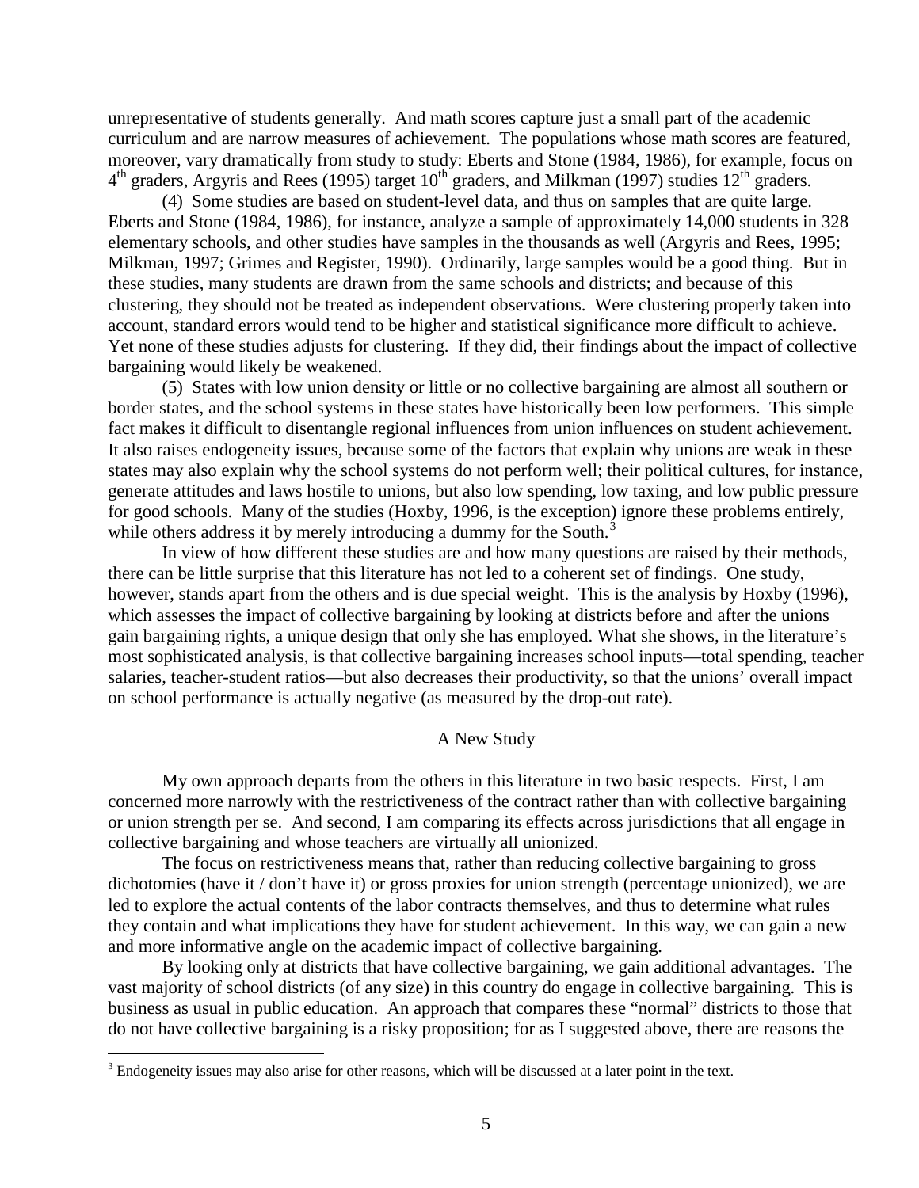unrepresentative of students generally. And math scores capture just a small part of the academic curriculum and are narrow measures of achievement. The populations whose math scores are featured, moreover, vary dramatically from study to study: Eberts and Stone (1984, 1986), for example, focus on 4th graders, Argyris and Rees (1995) target 10th graders, and Milkman (1997) studies 12th graders.

(4) Some studies are based on student-level data, and thus on samples that are quite large. Eberts and Stone (1984, 1986), for instance, analyze a sample of approximately 14,000 students in 328 elementary schools, and other studies have samples in the thousands as well (Argyris and Rees, 1995; Milkman, 1997; Grimes and Register, 1990). Ordinarily, large samples would be a good thing. But in these studies, many students are drawn from the same schools and districts; and because of this clustering, they should not be treated as independent observations. Were clustering properly taken into account, standard errors would tend to be higher and statistical significance more difficult to achieve. Yet none of these studies adjusts for clustering. If they did, their findings about the impact of collective bargaining would likely be weakened.

(5) States with low union density or little or no collective bargaining are almost all southern or border states, and the school systems in these states have historically been low performers. This simple fact makes it difficult to disentangle regional influences from union influences on student achievement. It also raises endogeneity issues, because some of the factors that explain why unions are weak in these states may also explain why the school systems do not perform well; their political cultures, for instance, generate attitudes and laws hostile to unions, but also low spending, low taxing, and low public pressure for good schools. Many of the studies (Hoxby, 1996, is the exception) ignore these problems entirely, while others address it by merely introducing a dummy for the South.[3]

In view of how different these studies are and how many questions are raised by their methods, there can be little surprise that this literature has not led to a coherent set of findings. One study, however, stands apart from the others and is due special weight. This is the analysis by Hoxby (1996), which assesses the impact of collective bargaining by looking at districts before and after the unions gain bargaining rights, a unique design that only she has employed. What she shows, in the literature's most sophisticated analysis, is that collective bargaining increases school inputs—total spending, teacher salaries, teacher-student ratios—but also decreases their productivity, so that the unions' overall impact on school performance is actually negative (as measured by the drop-out rate).

## A New Study

My own approach departs from the others in this literature in two basic respects. First, I am concerned more narrowly with the restrictiveness of the contract rather than with collective bargaining or union strength per se. And second, I am comparing its effects across jurisdictions that all engage in collective bargaining and whose teachers are virtually all unionized.

The focus on restrictiveness means that, rather than reducing collective bargaining to gross dichotomies (have it / don't have it) or gross proxies for union strength (percentage unionized), we are led to explore the actual contents of the labor contracts themselves, and thus to determine what rules they contain and what implications they have for student achievement. In this way, we can gain a new and more informative angle on the academic impact of collective bargaining.

By looking only at districts that have collective bargaining, we gain additional advantages. The vast majority of school districts (of any size) in this country do engage in collective bargaining. This is business as usual in public education. An approach that compares these "normal" districts to those that do not have collective bargaining is a risky proposition; for as I suggested above, there are reasons the

[3] Endogeneity issues may also arise for other reasons, which will be discussed at a later point in the text.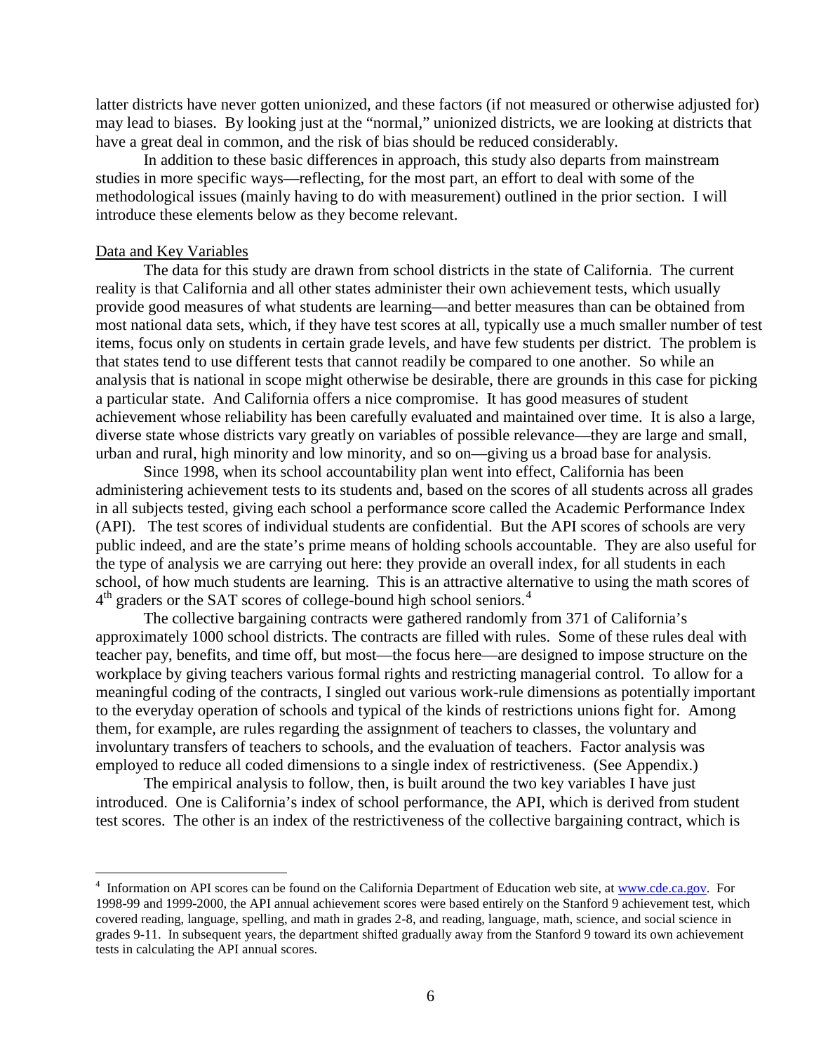latter districts have never gotten unionized, and these factors (if not measured or otherwise adjusted for) may lead to biases. By looking just at the "normal," unionized districts, we are looking at districts that have a great deal in common, and the risk of bias should be reduced considerably.

In addition to these basic differences in approach, this study also departs from mainstream studies in more specific ways—reflecting, for the most part, an effort to deal with some of the methodological issues (mainly having to do with measurement) outlined in the prior section. I will introduce these elements below as they become relevant.

Data and Key Variables

The data for this study are drawn from school districts in the state of California. The current reality is that California and all other states administer their own achievement tests, which usually provide good measures of what students are learning—and better measures than can be obtained from most national data sets, which, if they have test scores at all, typically use a much smaller number of test items, focus only on students in certain grade levels, and have few students per district. The problem is that states tend to use different tests that cannot readily be compared to one another. So while an analysis that is national in scope might otherwise be desirable, there are grounds in this case for picking a particular state. And California offers a nice compromise. It has good measures of student achievement whose reliability has been carefully evaluated and maintained over time. It is also a large, diverse state whose districts vary greatly on variables of possible relevance—they are large and small, urban and rural, high minority and low minority, and so on—giving us a broad base for analysis.

Since 1998, when its school accountability plan went into effect, California has been administering achievement tests to its students and, based on the scores of all students across all grades in all subjects tested, giving each school a performance score called the Academic Performance Index (API). The test scores of individual students are confidential. But the API scores of schools are very public indeed, and are the state's prime means of holding schools accountable. They are also useful for the type of analysis we are carrying out here: they provide an overall index, for all students in each school, of how much students are learning. This is an attractive alternative to using the math scores of 4th graders or the SAT scores of college-bound high school seniors.[4]

The collective bargaining contracts were gathered randomly from 371 of California's approximately 1000 school districts. The contracts are filled with rules. Some of these rules deal with teacher pay, benefits, and time off, but most—the focus here—are designed to impose structure on the workplace by giving teachers various formal rights and restricting managerial control. To allow for a meaningful coding of the contracts, I singled out various work-rule dimensions as potentially important to the everyday operation of schools and typical of the kinds of restrictions unions fight for. Among them, for example, are rules regarding the assignment of teachers to classes, the voluntary and involuntary transfers of teachers to schools, and the evaluation of teachers. Factor analysis was employed to reduce all coded dimensions to a single index of restrictiveness. (See Appendix.)

The empirical analysis to follow, then, is built around the two key variables I have just introduced. One is California's index of school performance, the API, which is derived from student test scores. The other is an index of the restrictiveness of the collective bargaining contract, which is

---

[4] Information on API scores can be found on the California Department of Education web site, at www.cde.ca.gov. For 1998-99 and 1999-2000, the API annual achievement scores were based entirely on the Stanford 9 achievement test, which covered reading, language, spelling, and math in grades 2-8, and reading, language, math, science, and social science in grades 9-11. In subsequent years, the department shifted gradually away from the Stanford 9 toward its own achievement tests in calculating the API annual scores.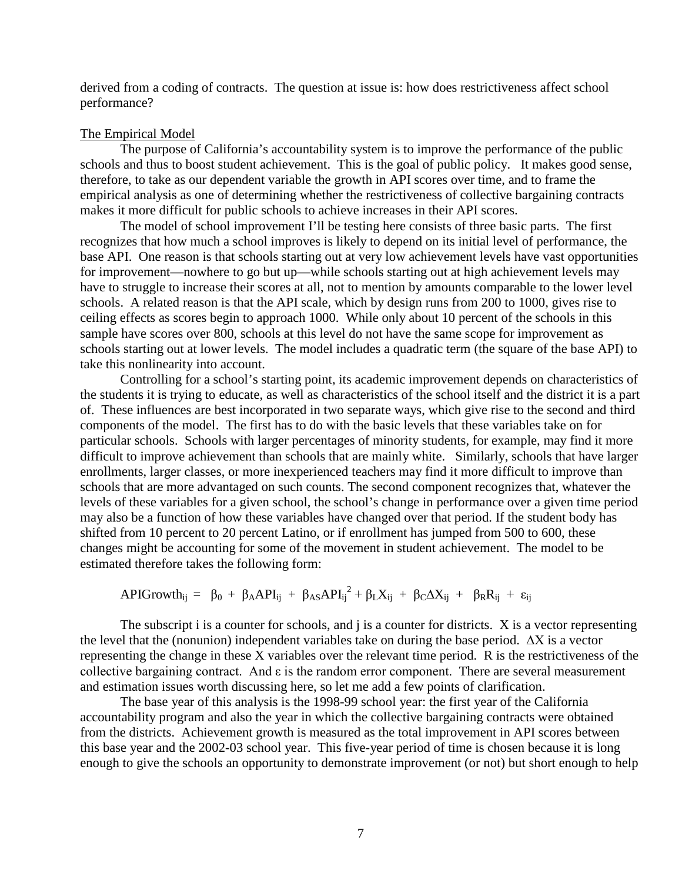derived from a coding of contracts. The question at issue is: how does restrictiveness affect school performance?

The Empirical Model

The purpose of California's accountability system is to improve the performance of the public schools and thus to boost student achievement. This is the goal of public policy. It makes good sense, therefore, to take as our dependent variable the growth in API scores over time, and to frame the empirical analysis as one of determining whether the restrictiveness of collective bargaining contracts makes it more difficult for public schools to achieve increases in their API scores.

The model of school improvement I'll be testing here consists of three basic parts. The first recognizes that how much a school improves is likely to depend on its initial level of performance, the base API. One reason is that schools starting out at very low achievement levels have vast opportunities for improvement—nowhere to go but up—while schools starting out at high achievement levels may have to struggle to increase their scores at all, not to mention by amounts comparable to the lower level schools. A related reason is that the API scale, which by design runs from 200 to 1000, gives rise to ceiling effects as scores begin to approach 1000. While only about 10 percent of the schools in this sample have scores over 800, schools at this level do not have the same scope for improvement as schools starting out at lower levels. The model includes a quadratic term (the square of the base API) to take this nonlinearity into account.

Controlling for a school's starting point, its academic improvement depends on characteristics of the students it is trying to educate, as well as characteristics of the school itself and the district it is a part of. These influences are best incorporated in two separate ways, which give rise to the second and third components of the model. The first has to do with the basic levels that these variables take on for particular schools. Schools with larger percentages of minority students, for example, may find it more difficult to improve achievement than schools that are mainly white. Similarly, schools that have larger enrollments, larger classes, or more inexperienced teachers may find it more difficult to improve than schools that are more advantaged on such counts. The second component recognizes that, whatever the levels of these variables for a given school, the school's change in performance over a given time period may also be a function of how these variables have changed over that period. If the student body has shifted from 10 percent to 20 percent Latino, or if enrollment has jumped from 500 to 600, these changes might be accounting for some of the movement in student achievement. The model to be estimated therefore takes the following form:

$$\text{APIGrowth}_{ij} = \beta_0 + \beta_A \text{API}_{ij} + \beta_{AS}\text{API}_{ij}^2 + \beta_L X_{ij} + \beta_C \Delta X_{ij} + \beta_R R_{ij} + \varepsilon_{ij}$$

The subscript i is a counter for schools, and j is a counter for districts. X is a vector representing the level that the (nonunion) independent variables take on during the base period. $\Delta X$ is a vector representing the change in these X variables over the relevant time period. R is the restrictiveness of the collective bargaining contract. And $\varepsilon$ is the random error component. There are several measurement and estimation issues worth discussing here, so let me add a few points of clarification.

The base year of this analysis is the 1998-99 school year: the first year of the California accountability program and also the year in which the collective bargaining contracts were obtained from the districts. Achievement growth is measured as the total improvement in API scores between this base year and the 2002-03 school year. This five-year period of time is chosen because it is long enough to give the schools an opportunity to demonstrate improvement (or not) but short enough to help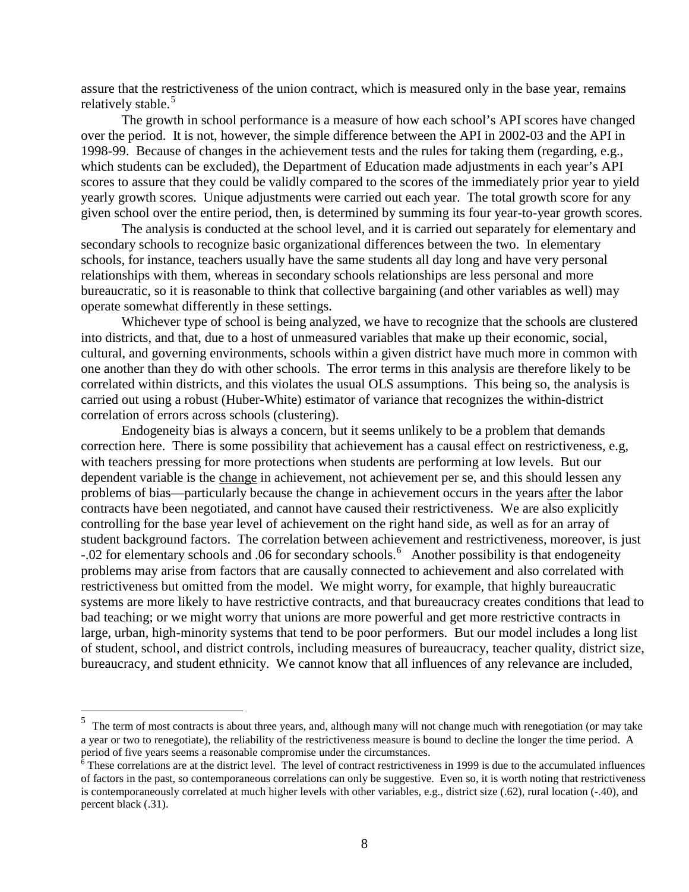assure that the restrictiveness of the union contract, which is measured only in the base year, remains relatively stable.[5]

The growth in school performance is a measure of how each school's API scores have changed over the period. It is not, however, the simple difference between the API in 2002-03 and the API in 1998-99. Because of changes in the achievement tests and the rules for taking them (regarding, e.g., which students can be excluded), the Department of Education made adjustments in each year's API scores to assure that they could be validly compared to the scores of the immediately prior year to yield yearly growth scores. Unique adjustments were carried out each year. The total growth score for any given school over the entire period, then, is determined by summing its four year-to-year growth scores.

The analysis is conducted at the school level, and it is carried out separately for elementary and secondary schools to recognize basic organizational differences between the two. In elementary schools, for instance, teachers usually have the same students all day long and have very personal relationships with them, whereas in secondary schools relationships are less personal and more bureaucratic, so it is reasonable to think that collective bargaining (and other variables as well) may operate somewhat differently in these settings.

Whichever type of school is being analyzed, we have to recognize that the schools are clustered into districts, and that, due to a host of unmeasured variables that make up their economic, social, cultural, and governing environments, schools within a given district have much more in common with one another than they do with other schools. The error terms in this analysis are therefore likely to be correlated within districts, and this violates the usual OLS assumptions. This being so, the analysis is carried out using a robust (Huber-White) estimator of variance that recognizes the within-district correlation of errors across schools (clustering).

Endogeneity bias is always a concern, but it seems unlikely to be a problem that demands correction here. There is some possibility that achievement has a causal effect on restrictiveness, e.g, with teachers pressing for more protections when students are performing at low levels. But our dependent variable is the <u>change</u> in achievement, not achievement per se, and this should lessen any problems of bias—particularly because the change in achievement occurs in the years <u>after</u> the labor contracts have been negotiated, and cannot have caused their restrictiveness. We are also explicitly controlling for the base year level of achievement on the right hand side, as well as for an array of student background factors. The correlation between achievement and restrictiveness, moreover, is just -.02 for elementary schools and .06 for secondary schools.[6] Another possibility is that endogeneity problems may arise from factors that are causally connected to achievement and also correlated with restrictiveness but omitted from the model. We might worry, for example, that highly bureaucratic systems are more likely to have restrictive contracts, and that bureaucracy creates conditions that lead to bad teaching; or we might worry that unions are more powerful and get more restrictive contracts in large, urban, high-minority systems that tend to be poor performers. But our model includes a long list of student, school, and district controls, including measures of bureaucracy, teacher quality, district size, bureaucracy, and student ethnicity. We cannot know that all influences of any relevance are included,

---

[5] The term of most contracts is about three years, and, although many will not change much with renegotiation (or may take a year or two to renegotiate), the reliability of the restrictiveness measure is bound to decline the longer the time period. A period of five years seems a reasonable compromise under the circumstances.

[6] These correlations are at the district level. The level of contract restrictiveness in 1999 is due to the accumulated influences of factors in the past, so contemporaneous correlations can only be suggestive. Even so, it is worth noting that restrictiveness is contemporaneously correlated at much higher levels with other variables, e.g., district size (.62), rural location (-.40), and percent black (.31).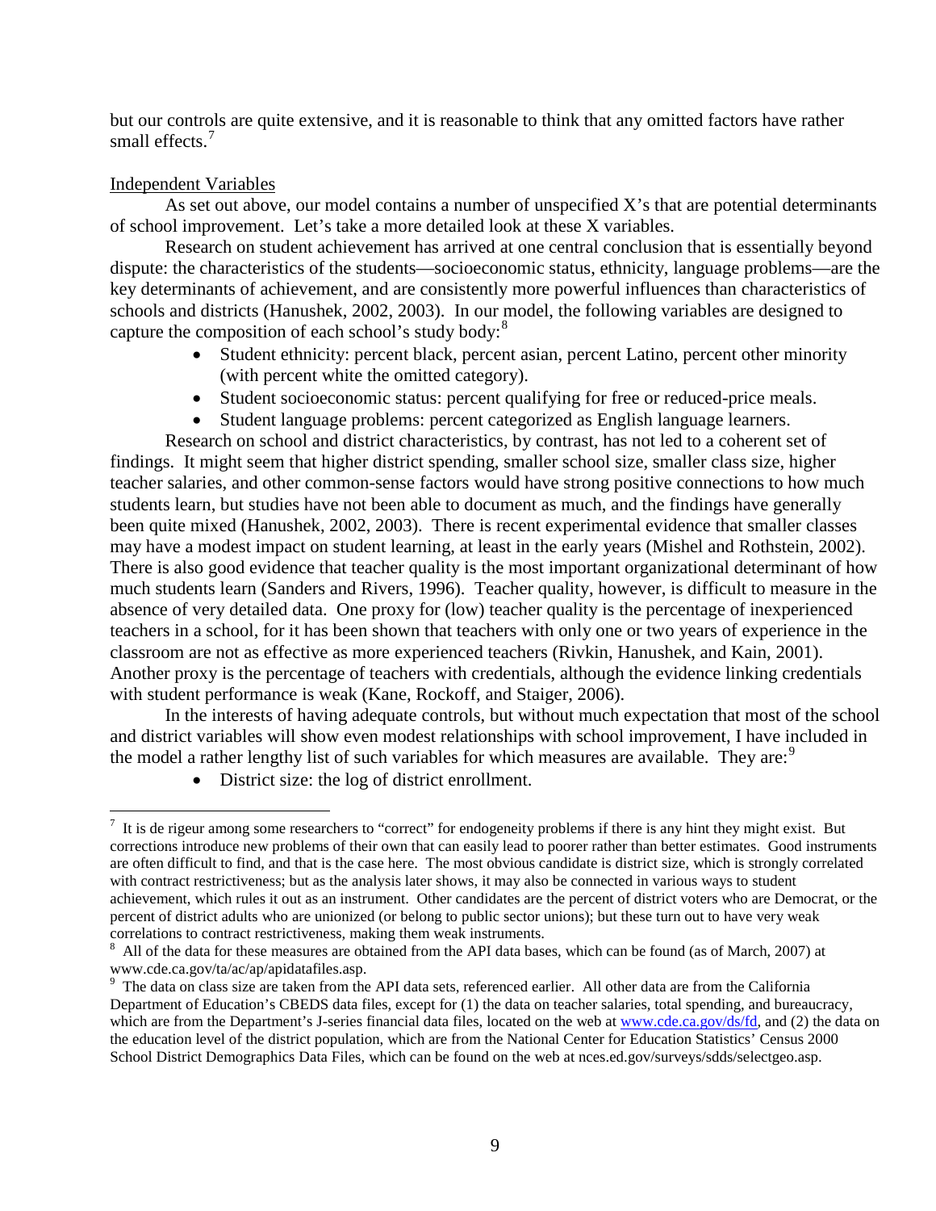but our controls are quite extensive, and it is reasonable to think that any omitted factors have rather small effects.[7]

Independent Variables

As set out above, our model contains a number of unspecified X's that are potential determinants of school improvement. Let's take a more detailed look at these X variables.

Research on student achievement has arrived at one central conclusion that is essentially beyond dispute: the characteristics of the students—socioeconomic status, ethnicity, language problems—are the key determinants of achievement, and are consistently more powerful influences than characteristics of schools and districts (Hanushek, 2002, 2003). In our model, the following variables are designed to capture the composition of each school's study body:[8]

- Student ethnicity: percent black, percent asian, percent Latino, percent other minority (with percent white the omitted category).
- Student socioeconomic status: percent qualifying for free or reduced-price meals.
- Student language problems: percent categorized as English language learners.

Research on school and district characteristics, by contrast, has not led to a coherent set of findings. It might seem that higher district spending, smaller school size, smaller class size, higher teacher salaries, and other common-sense factors would have strong positive connections to how much students learn, but studies have not been able to document as much, and the findings have generally been quite mixed (Hanushek, 2002, 2003). There is recent experimental evidence that smaller classes may have a modest impact on student learning, at least in the early years (Mishel and Rothstein, 2002). There is also good evidence that teacher quality is the most important organizational determinant of how much students learn (Sanders and Rivers, 1996). Teacher quality, however, is difficult to measure in the absence of very detailed data. One proxy for (low) teacher quality is the percentage of inexperienced teachers in a school, for it has been shown that teachers with only one or two years of experience in the classroom are not as effective as more experienced teachers (Rivkin, Hanushek, and Kain, 2001). Another proxy is the percentage of teachers with credentials, although the evidence linking credentials with student performance is weak (Kane, Rockoff, and Staiger, 2006).

In the interests of having adequate controls, but without much expectation that most of the school and district variables will show even modest relationships with school improvement, I have included in the model a rather lengthy list of such variables for which measures are available. They are:[9]

- District size: the log of district enrollment.

---

[7] It is de rigeur among some researchers to "correct" for endogeneity problems if there is any hint they might exist. But corrections introduce new problems of their own that can easily lead to poorer rather than better estimates. Good instruments are often difficult to find, and that is the case here. The most obvious candidate is district size, which is strongly correlated with contract restrictiveness; but as the analysis later shows, it may also be connected in various ways to student achievement, which rules it out as an instrument. Other candidates are the percent of district voters who are Democrat, or the percent of district adults who are unionized (or belong to public sector unions); but these turn out to have very weak correlations to contract restrictiveness, making them weak instruments.

[8] All of the data for these measures are obtained from the API data bases, which can be found (as of March, 2007) at www.cde.ca.gov/ta/ac/ap/apidatafiles.asp.

[9] The data on class size are taken from the API data sets, referenced earlier. All other data are from the California Department of Education's CBEDS data files, except for (1) the data on teacher salaries, total spending, and bureaucracy, which are from the Department's J-series financial data files, located on the web at www.cde.ca.gov/ds/fd, and (2) the data on the education level of the district population, which are from the National Center for Education Statistics' Census 2000 School District Demographics Data Files, which can be found on the web at nces.ed.gov/surveys/sdds/selectgeo.asp.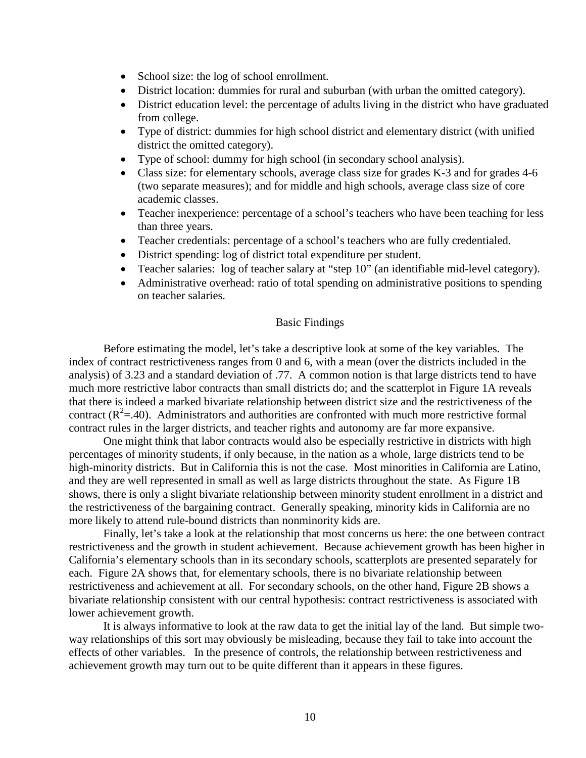- School size: the log of school enrollment.
- District location: dummies for rural and suburban (with urban the omitted category).
- District education level: the percentage of adults living in the district who have graduated from college.
- Type of district: dummies for high school district and elementary district (with unified district the omitted category).
- Type of school: dummy for high school (in secondary school analysis).
- Class size: for elementary schools, average class size for grades K-3 and for grades 4-6 (two separate measures); and for middle and high schools, average class size of core academic classes.
- Teacher inexperience: percentage of a school's teachers who have been teaching for less than three years.
- Teacher credentials: percentage of a school's teachers who are fully credentialed.
- District spending: log of district total expenditure per student.
- Teacher salaries: log of teacher salary at "step 10" (an identifiable mid-level category).
- Administrative overhead: ratio of total spending on administrative positions to spending on teacher salaries.

## Basic Findings

Before estimating the model, let's take a descriptive look at some of the key variables. The index of contract restrictiveness ranges from 0 and 6, with a mean (over the districts included in the analysis) of 3.23 and a standard deviation of .77. A common notion is that large districts tend to have much more restrictive labor contracts than small districts do; and the scatterplot in Figure 1A reveals that there is indeed a marked bivariate relationship between district size and the restrictiveness of the contract ($R^2$=.40). Administrators and authorities are confronted with much more restrictive formal contract rules in the larger districts, and teacher rights and autonomy are far more expansive.

One might think that labor contracts would also be especially restrictive in districts with high percentages of minority students, if only because, in the nation as a whole, large districts tend to be high-minority districts. But in California this is not the case. Most minorities in California are Latino, and they are well represented in small as well as large districts throughout the state. As Figure 1B shows, there is only a slight bivariate relationship between minority student enrollment in a district and the restrictiveness of the bargaining contract. Generally speaking, minority kids in California are no more likely to attend rule-bound districts than nonminority kids are.

Finally, let's take a look at the relationship that most concerns us here: the one between contract restrictiveness and the growth in student achievement. Because achievement growth has been higher in California's elementary schools than in its secondary schools, scatterplots are presented separately for each. Figure 2A shows that, for elementary schools, there is no bivariate relationship between restrictiveness and achievement at all. For secondary schools, on the other hand, Figure 2B shows a bivariate relationship consistent with our central hypothesis: contract restrictiveness is associated with lower achievement growth.

It is always informative to look at the raw data to get the initial lay of the land. But simple two-way relationships of this sort may obviously be misleading, because they fail to take into account the effects of other variables. In the presence of controls, the relationship between restrictiveness and achievement growth may turn out to be quite different than it appears in these figures.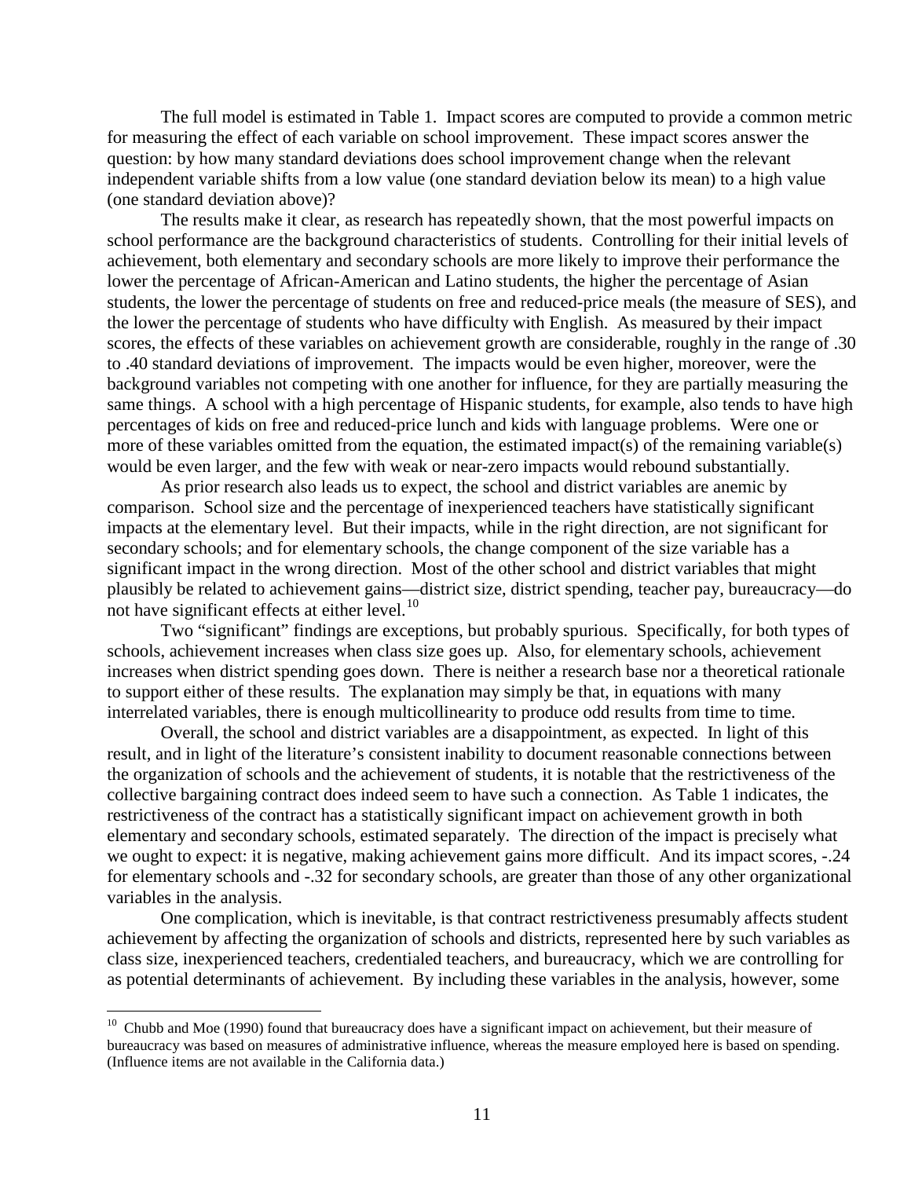The full model is estimated in Table 1. Impact scores are computed to provide a common metric for measuring the effect of each variable on school improvement. These impact scores answer the question: by how many standard deviations does school improvement change when the relevant independent variable shifts from a low value (one standard deviation below its mean) to a high value (one standard deviation above)?

The results make it clear, as research has repeatedly shown, that the most powerful impacts on school performance are the background characteristics of students. Controlling for their initial levels of achievement, both elementary and secondary schools are more likely to improve their performance the lower the percentage of African-American and Latino students, the higher the percentage of Asian students, the lower the percentage of students on free and reduced-price meals (the measure of SES), and the lower the percentage of students who have difficulty with English. As measured by their impact scores, the effects of these variables on achievement growth are considerable, roughly in the range of .30 to .40 standard deviations of improvement. The impacts would be even higher, moreover, were the background variables not competing with one another for influence, for they are partially measuring the same things. A school with a high percentage of Hispanic students, for example, also tends to have high percentages of kids on free and reduced-price lunch and kids with language problems. Were one or more of these variables omitted from the equation, the estimated impact(s) of the remaining variable(s) would be even larger, and the few with weak or near-zero impacts would rebound substantially.

As prior research also leads us to expect, the school and district variables are anemic by comparison. School size and the percentage of inexperienced teachers have statistically significant impacts at the elementary level. But their impacts, while in the right direction, are not significant for secondary schools; and for elementary schools, the change component of the size variable has a significant impact in the wrong direction. Most of the other school and district variables that might plausibly be related to achievement gains—district size, district spending, teacher pay, bureaucracy—do not have significant effects at either level.[10]

Two "significant" findings are exceptions, but probably spurious. Specifically, for both types of schools, achievement increases when class size goes up. Also, for elementary schools, achievement increases when district spending goes down. There is neither a research base nor a theoretical rationale to support either of these results. The explanation may simply be that, in equations with many interrelated variables, there is enough multicollinearity to produce odd results from time to time.

Overall, the school and district variables are a disappointment, as expected. In light of this result, and in light of the literature's consistent inability to document reasonable connections between the organization of schools and the achievement of students, it is notable that the restrictiveness of the collective bargaining contract does indeed seem to have such a connection. As Table 1 indicates, the restrictiveness of the contract has a statistically significant impact on achievement growth in both elementary and secondary schools, estimated separately. The direction of the impact is precisely what we ought to expect: it is negative, making achievement gains more difficult. And its impact scores, -.24 for elementary schools and -.32 for secondary schools, are greater than those of any other organizational variables in the analysis.

One complication, which is inevitable, is that contract restrictiveness presumably affects student achievement by affecting the organization of schools and districts, represented here by such variables as class size, inexperienced teachers, credentialed teachers, and bureaucracy, which we are controlling for as potential determinants of achievement. By including these variables in the analysis, however, some

---

[10] Chubb and Moe (1990) found that bureaucracy does have a significant impact on achievement, but their measure of bureaucracy was based on measures of administrative influence, whereas the measure employed here is based on spending. (Influence items are not available in the California data.)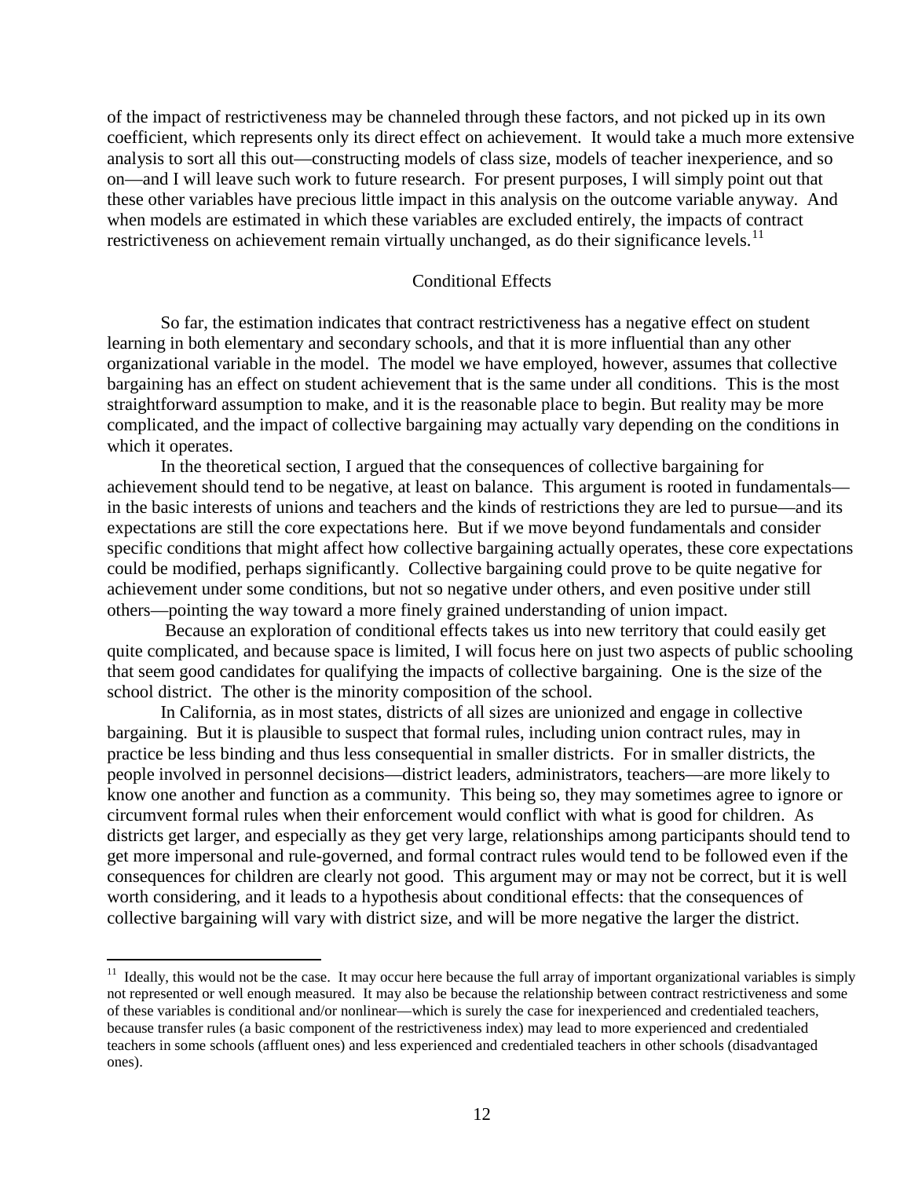of the impact of restrictiveness may be channeled through these factors, and not picked up in its own coefficient, which represents only its direct effect on achievement. It would take a much more extensive analysis to sort all this out—constructing models of class size, models of teacher inexperience, and so on—and I will leave such work to future research. For present purposes, I will simply point out that these other variables have precious little impact in this analysis on the outcome variable anyway. And when models are estimated in which these variables are excluded entirely, the impacts of contract restrictiveness on achievement remain virtually unchanged, as do their significance levels.[11]

## Conditional Effects

So far, the estimation indicates that contract restrictiveness has a negative effect on student learning in both elementary and secondary schools, and that it is more influential than any other organizational variable in the model. The model we have employed, however, assumes that collective bargaining has an effect on student achievement that is the same under all conditions. This is the most straightforward assumption to make, and it is the reasonable place to begin. But reality may be more complicated, and the impact of collective bargaining may actually vary depending on the conditions in which it operates.

In the theoretical section, I argued that the consequences of collective bargaining for achievement should tend to be negative, at least on balance. This argument is rooted in fundamentals—in the basic interests of unions and teachers and the kinds of restrictions they are led to pursue—and its expectations are still the core expectations here. But if we move beyond fundamentals and consider specific conditions that might affect how collective bargaining actually operates, these core expectations could be modified, perhaps significantly. Collective bargaining could prove to be quite negative for achievement under some conditions, but not so negative under others, and even positive under still others—pointing the way toward a more finely grained understanding of union impact.

Because an exploration of conditional effects takes us into new territory that could easily get quite complicated, and because space is limited, I will focus here on just two aspects of public schooling that seem good candidates for qualifying the impacts of collective bargaining. One is the size of the school district. The other is the minority composition of the school.

In California, as in most states, districts of all sizes are unionized and engage in collective bargaining. But it is plausible to suspect that formal rules, including union contract rules, may in practice be less binding and thus less consequential in smaller districts. For in smaller districts, the people involved in personnel decisions—district leaders, administrators, teachers—are more likely to know one another and function as a community. This being so, they may sometimes agree to ignore or circumvent formal rules when their enforcement would conflict with what is good for children. As districts get larger, and especially as they get very large, relationships among participants should tend to get more impersonal and rule-governed, and formal contract rules would tend to be followed even if the consequences for children are clearly not good. This argument may or may not be correct, but it is well worth considering, and it leads to a hypothesis about conditional effects: that the consequences of collective bargaining will vary with district size, and will be more negative the larger the district.

---

[11] Ideally, this would not be the case. It may occur here because the full array of important organizational variables is simply not represented or well enough measured. It may also be because the relationship between contract restrictiveness and some of these variables is conditional and/or nonlinear—which is surely the case for inexperienced and credentialed teachers, because transfer rules (a basic component of the restrictiveness index) may lead to more experienced and credentialed teachers in some schools (affluent ones) and less experienced and credentialed teachers in other schools (disadvantaged ones).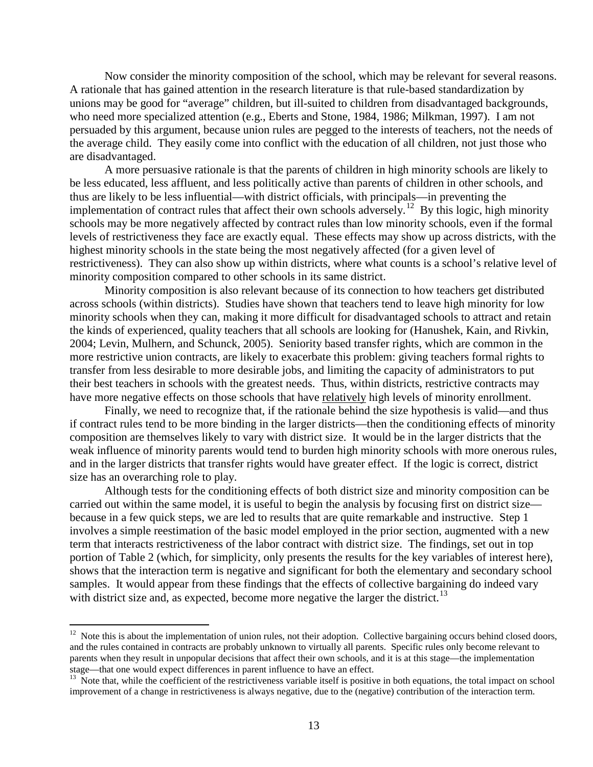Now consider the minority composition of the school, which may be relevant for several reasons. A rationale that has gained attention in the research literature is that rule-based standardization by unions may be good for "average" children, but ill-suited to children from disadvantaged backgrounds, who need more specialized attention (e.g., Eberts and Stone, 1984, 1986; Milkman, 1997). I am not persuaded by this argument, because union rules are pegged to the interests of teachers, not the needs of the average child. They easily come into conflict with the education of all children, not just those who are disadvantaged.

A more persuasive rationale is that the parents of children in high minority schools are likely to be less educated, less affluent, and less politically active than parents of children in other schools, and thus are likely to be less influential—with district officials, with principals—in preventing the implementation of contract rules that affect their own schools adversely.[12] By this logic, high minority schools may be more negatively affected by contract rules than low minority schools, even if the formal levels of restrictiveness they face are exactly equal. These effects may show up across districts, with the highest minority schools in the state being the most negatively affected (for a given level of restrictiveness). They can also show up within districts, where what counts is a school's relative level of minority composition compared to other schools in its same district.

Minority composition is also relevant because of its connection to how teachers get distributed across schools (within districts). Studies have shown that teachers tend to leave high minority for low minority schools when they can, making it more difficult for disadvantaged schools to attract and retain the kinds of experienced, quality teachers that all schools are looking for (Hanushek, Kain, and Rivkin, 2004; Levin, Mulhern, and Schunck, 2005). Seniority based transfer rights, which are common in the more restrictive union contracts, are likely to exacerbate this problem: giving teachers formal rights to transfer from less desirable to more desirable jobs, and limiting the capacity of administrators to put their best teachers in schools with the greatest needs. Thus, within districts, restrictive contracts may have more negative effects on those schools that have relatively high levels of minority enrollment.

Finally, we need to recognize that, if the rationale behind the size hypothesis is valid—and thus if contract rules tend to be more binding in the larger districts—then the conditioning effects of minority composition are themselves likely to vary with district size. It would be in the larger districts that the weak influence of minority parents would tend to burden high minority schools with more onerous rules, and in the larger districts that transfer rights would have greater effect. If the logic is correct, district size has an overarching role to play.

Although tests for the conditioning effects of both district size and minority composition can be carried out within the same model, it is useful to begin the analysis by focusing first on district size—because in a few quick steps, we are led to results that are quite remarkable and instructive. Step 1 involves a simple reestimation of the basic model employed in the prior section, augmented with a new term that interacts restrictiveness of the labor contract with district size. The findings, set out in top portion of Table 2 (which, for simplicity, only presents the results for the key variables of interest here), shows that the interaction term is negative and significant for both the elementary and secondary school samples. It would appear from these findings that the effects of collective bargaining do indeed vary with district size and, as expected, become more negative the larger the district.[13]

---

[12] Note this is about the implementation of union rules, not their adoption. Collective bargaining occurs behind closed doors, and the rules contained in contracts are probably unknown to virtually all parents. Specific rules only become relevant to parents when they result in unpopular decisions that affect their own schools, and it is at this stage—the implementation stage—that one would expect differences in parent influence to have an effect.

[13] Note that, while the coefficient of the restrictiveness variable itself is positive in both equations, the total impact on school improvement of a change in restrictiveness is always negative, due to the (negative) contribution of the interaction term.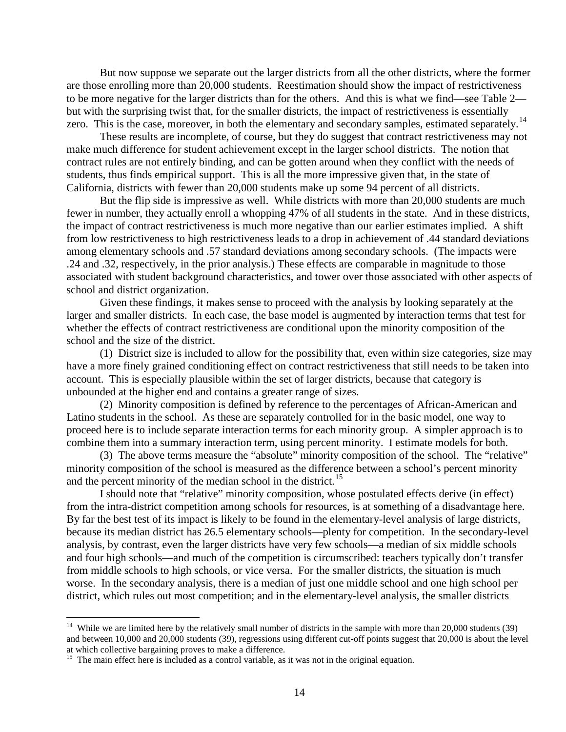But now suppose we separate out the larger districts from all the other districts, where the former are those enrolling more than 20,000 students. Reestimation should show the impact of restrictiveness to be more negative for the larger districts than for the others. And this is what we find—see Table 2—but with the surprising twist that, for the smaller districts, the impact of restrictiveness is essentially zero. This is the case, moreover, in both the elementary and secondary samples, estimated separately.[14]

These results are incomplete, of course, but they do suggest that contract restrictiveness may not make much difference for student achievement except in the larger school districts. The notion that contract rules are not entirely binding, and can be gotten around when they conflict with the needs of students, thus finds empirical support. This is all the more impressive given that, in the state of California, districts with fewer than 20,000 students make up some 94 percent of all districts.

But the flip side is impressive as well. While districts with more than 20,000 students are much fewer in number, they actually enroll a whopping 47% of all students in the state. And in these districts, the impact of contract restrictiveness is much more negative than our earlier estimates implied. A shift from low restrictiveness to high restrictiveness leads to a drop in achievement of .44 standard deviations among elementary schools and .57 standard deviations among secondary schools. (The impacts were .24 and .32, respectively, in the prior analysis.) These effects are comparable in magnitude to those associated with student background characteristics, and tower over those associated with other aspects of school and district organization.

Given these findings, it makes sense to proceed with the analysis by looking separately at the larger and smaller districts. In each case, the base model is augmented by interaction terms that test for whether the effects of contract restrictiveness are conditional upon the minority composition of the school and the size of the district.

(1) District size is included to allow for the possibility that, even within size categories, size may have a more finely grained conditioning effect on contract restrictiveness that still needs to be taken into account. This is especially plausible within the set of larger districts, because that category is unbounded at the higher end and contains a greater range of sizes.

(2) Minority composition is defined by reference to the percentages of African-American and Latino students in the school. As these are separately controlled for in the basic model, one way to proceed here is to include separate interaction terms for each minority group. A simpler approach is to combine them into a summary interaction term, using percent minority. I estimate models for both.

(3) The above terms measure the "absolute" minority composition of the school. The "relative" minority composition of the school is measured as the difference between a school's percent minority and the percent minority of the median school in the district.[15]

I should note that "relative" minority composition, whose postulated effects derive (in effect) from the intra-district competition among schools for resources, is at something of a disadvantage here. By far the best test of its impact is likely to be found in the elementary-level analysis of large districts, because its median district has 26.5 elementary schools—plenty for competition. In the secondary-level analysis, by contrast, even the larger districts have very few schools—a median of six middle schools and four high schools—and much of the competition is circumscribed: teachers typically don't transfer from middle schools to high schools, or vice versa. For the smaller districts, the situation is much worse. In the secondary analysis, there is a median of just one middle school and one high school per district, which rules out most competition; and in the elementary-level analysis, the smaller districts

---

[14] While we are limited here by the relatively small number of districts in the sample with more than 20,000 students (39) and between 10,000 and 20,000 students (39), regressions using different cut-off points suggest that 20,000 is about the level at which collective bargaining proves to make a difference.

[15] The main effect here is included as a control variable, as it was not in the original equation.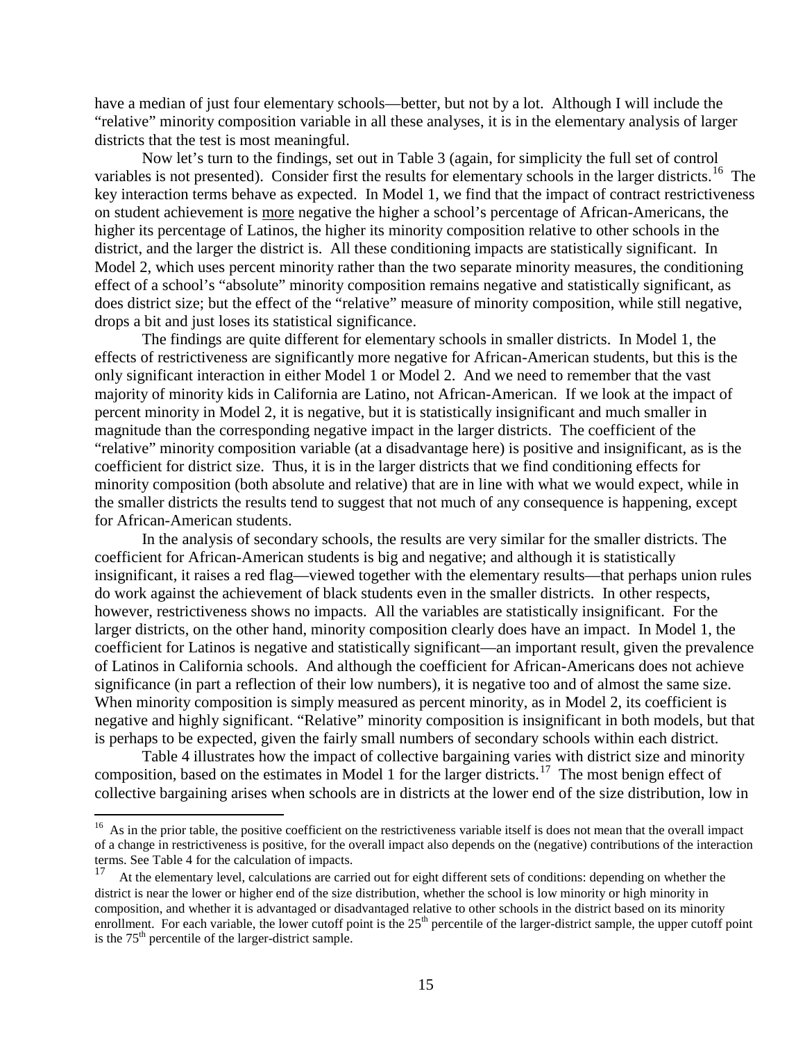have a median of just four elementary schools—better, but not by a lot. Although I will include the "relative" minority composition variable in all these analyses, it is in the elementary analysis of larger districts that the test is most meaningful.

Now let's turn to the findings, set out in Table 3 (again, for simplicity the full set of control variables is not presented). Consider first the results for elementary schools in the larger districts.[16] The key interaction terms behave as expected. In Model 1, we find that the impact of contract restrictiveness on student achievement is more negative the higher a school's percentage of African-Americans, the higher its percentage of Latinos, the higher its minority composition relative to other schools in the district, and the larger the district is. All these conditioning impacts are statistically significant. In Model 2, which uses percent minority rather than the two separate minority measures, the conditioning effect of a school's "absolute" minority composition remains negative and statistically significant, as does district size; but the effect of the "relative" measure of minority composition, while still negative, drops a bit and just loses its statistical significance.

The findings are quite different for elementary schools in smaller districts. In Model 1, the effects of restrictiveness are significantly more negative for African-American students, but this is the only significant interaction in either Model 1 or Model 2. And we need to remember that the vast majority of minority kids in California are Latino, not African-American. If we look at the impact of percent minority in Model 2, it is negative, but it is statistically insignificant and much smaller in magnitude than the corresponding negative impact in the larger districts. The coefficient of the "relative" minority composition variable (at a disadvantage here) is positive and insignificant, as is the coefficient for district size. Thus, it is in the larger districts that we find conditioning effects for minority composition (both absolute and relative) that are in line with what we would expect, while in the smaller districts the results tend to suggest that not much of any consequence is happening, except for African-American students.

In the analysis of secondary schools, the results are very similar for the smaller districts. The coefficient for African-American students is big and negative; and although it is statistically insignificant, it raises a red flag—viewed together with the elementary results—that perhaps union rules do work against the achievement of black students even in the smaller districts. In other respects, however, restrictiveness shows no impacts. All the variables are statistically insignificant. For the larger districts, on the other hand, minority composition clearly does have an impact. In Model 1, the coefficient for Latinos is negative and statistically significant—an important result, given the prevalence of Latinos in California schools. And although the coefficient for African-Americans does not achieve significance (in part a reflection of their low numbers), it is negative too and of almost the same size. When minority composition is simply measured as percent minority, as in Model 2, its coefficient is negative and highly significant. "Relative" minority composition is insignificant in both models, but that is perhaps to be expected, given the fairly small numbers of secondary schools within each district.

Table 4 illustrates how the impact of collective bargaining varies with district size and minority composition, based on the estimates in Model 1 for the larger districts.[17] The most benign effect of collective bargaining arises when schools are in districts at the lower end of the size distribution, low in

---

[16] As in the prior table, the positive coefficient on the restrictiveness variable itself is does not mean that the overall impact of a change in restrictiveness is positive, for the overall impact also depends on the (negative) contributions of the interaction terms. See Table 4 for the calculation of impacts.

[17] At the elementary level, calculations are carried out for eight different sets of conditions: depending on whether the district is near the lower or higher end of the size distribution, whether the school is low minority or high minority in composition, and whether it is advantaged or disadvantaged relative to other schools in the district based on its minority enrollment. For each variable, the lower cutoff point is the 25th percentile of the larger-district sample, the upper cutoff point is the 75th percentile of the larger-district sample.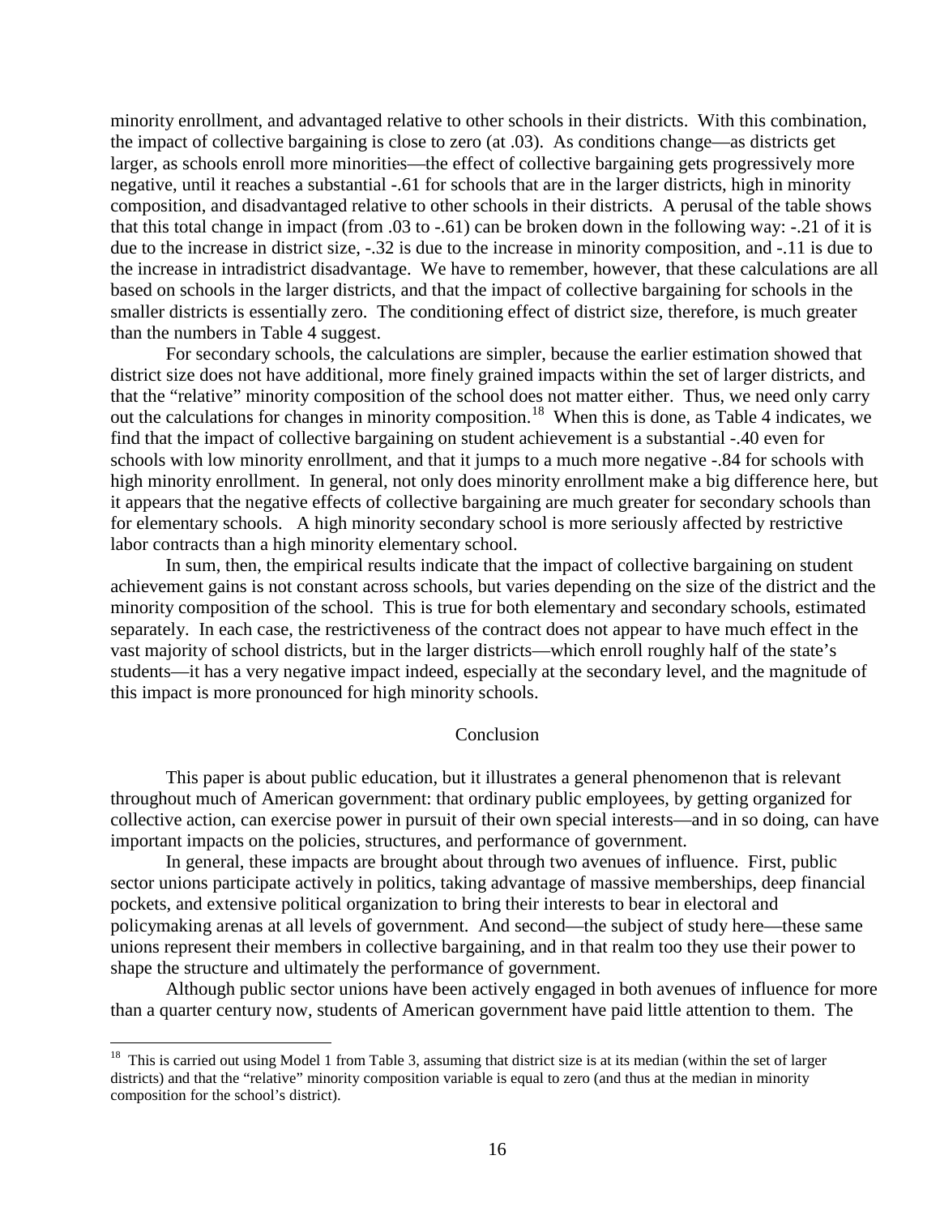minority enrollment, and advantaged relative to other schools in their districts. With this combination, the impact of collective bargaining is close to zero (at .03). As conditions change—as districts get larger, as schools enroll more minorities—the effect of collective bargaining gets progressively more negative, until it reaches a substantial -.61 for schools that are in the larger districts, high in minority composition, and disadvantaged relative to other schools in their districts. A perusal of the table shows that this total change in impact (from .03 to -.61) can be broken down in the following way: -.21 of it is due to the increase in district size, -.32 is due to the increase in minority composition, and -.11 is due to the increase in intradistrict disadvantage. We have to remember, however, that these calculations are all based on schools in the larger districts, and that the impact of collective bargaining for schools in the smaller districts is essentially zero. The conditioning effect of district size, therefore, is much greater than the numbers in Table 4 suggest.

For secondary schools, the calculations are simpler, because the earlier estimation showed that district size does not have additional, more finely grained impacts within the set of larger districts, and that the "relative" minority composition of the school does not matter either. Thus, we need only carry out the calculations for changes in minority composition.[18] When this is done, as Table 4 indicates, we find that the impact of collective bargaining on student achievement is a substantial -.40 even for schools with low minority enrollment, and that it jumps to a much more negative -.84 for schools with high minority enrollment. In general, not only does minority enrollment make a big difference here, but it appears that the negative effects of collective bargaining are much greater for secondary schools than for elementary schools. A high minority secondary school is more seriously affected by restrictive labor contracts than a high minority elementary school.

In sum, then, the empirical results indicate that the impact of collective bargaining on student achievement gains is not constant across schools, but varies depending on the size of the district and the minority composition of the school. This is true for both elementary and secondary schools, estimated separately. In each case, the restrictiveness of the contract does not appear to have much effect in the vast majority of school districts, but in the larger districts—which enroll roughly half of the state's students—it has a very negative impact indeed, especially at the secondary level, and the magnitude of this impact is more pronounced for high minority schools.

## Conclusion

This paper is about public education, but it illustrates a general phenomenon that is relevant throughout much of American government: that ordinary public employees, by getting organized for collective action, can exercise power in pursuit of their own special interests—and in so doing, can have important impacts on the policies, structures, and performance of government.

In general, these impacts are brought about through two avenues of influence. First, public sector unions participate actively in politics, taking advantage of massive memberships, deep financial pockets, and extensive political organization to bring their interests to bear in electoral and policymaking arenas at all levels of government. And second—the subject of study here—these same unions represent their members in collective bargaining, and in that realm too they use their power to shape the structure and ultimately the performance of government.

Although public sector unions have been actively engaged in both avenues of influence for more than a quarter century now, students of American government have paid little attention to them. The

[18] This is carried out using Model 1 from Table 3, assuming that district size is at its median (within the set of larger districts) and that the "relative" minority composition variable is equal to zero (and thus at the median in minority composition for the school's district).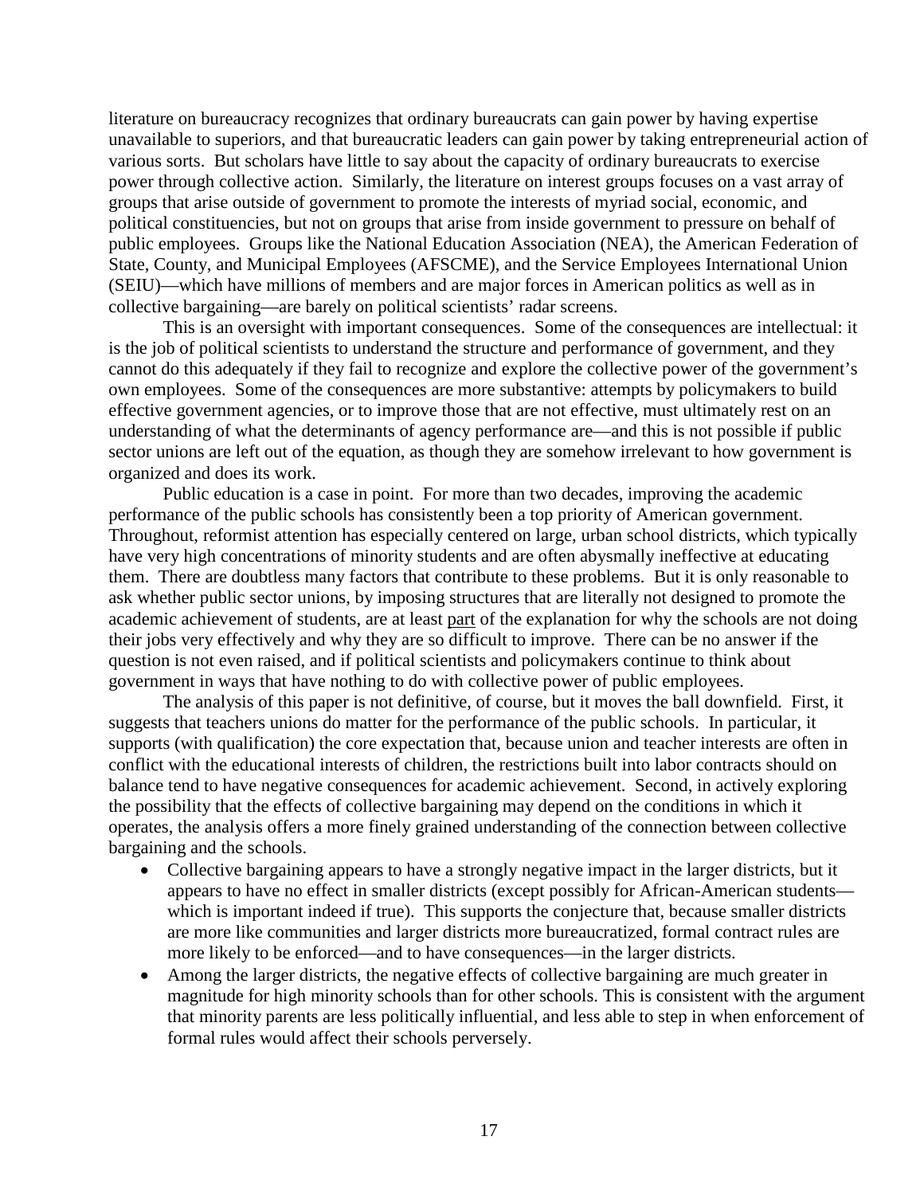literature on bureaucracy recognizes that ordinary bureaucrats can gain power by having expertise unavailable to superiors, and that bureaucratic leaders can gain power by taking entrepreneurial action of various sorts. But scholars have little to say about the capacity of ordinary bureaucrats to exercise power through collective action. Similarly, the literature on interest groups focuses on a vast array of groups that arise outside of government to promote the interests of myriad social, economic, and political constituencies, but not on groups that arise from inside government to pressure on behalf of public employees. Groups like the National Education Association (NEA), the American Federation of State, County, and Municipal Employees (AFSCME), and the Service Employees International Union (SEIU)—which have millions of members and are major forces in American politics as well as in collective bargaining—are barely on political scientists' radar screens.

This is an oversight with important consequences. Some of the consequences are intellectual: it is the job of political scientists to understand the structure and performance of government, and they cannot do this adequately if they fail to recognize and explore the collective power of the government's own employees. Some of the consequences are more substantive: attempts by policymakers to build effective government agencies, or to improve those that are not effective, must ultimately rest on an understanding of what the determinants of agency performance are—and this is not possible if public sector unions are left out of the equation, as though they are somehow irrelevant to how government is organized and does its work.

Public education is a case in point. For more than two decades, improving the academic performance of the public schools has consistently been a top priority of American government. Throughout, reformist attention has especially centered on large, urban school districts, which typically have very high concentrations of minority students and are often abysmally ineffective at educating them. There are doubtless many factors that contribute to these problems. But it is only reasonable to ask whether public sector unions, by imposing structures that are literally not designed to promote the academic achievement of students, are at least <u>part</u> of the explanation for why the schools are not doing their jobs very effectively and why they are so difficult to improve. There can be no answer if the question is not even raised, and if political scientists and policymakers continue to think about government in ways that have nothing to do with collective power of public employees.

The analysis of this paper is not definitive, of course, but it moves the ball downfield. First, it suggests that teachers unions do matter for the performance of the public schools. In particular, it supports (with qualification) the core expectation that, because union and teacher interests are often in conflict with the educational interests of children, the restrictions built into labor contracts should on balance tend to have negative consequences for academic achievement. Second, in actively exploring the possibility that the effects of collective bargaining may depend on the conditions in which it operates, the analysis offers a more finely grained understanding of the connection between collective bargaining and the schools.

- Collective bargaining appears to have a strongly negative impact in the larger districts, but it appears to have no effect in smaller districts (except possibly for African-American students—which is important indeed if true). This supports the conjecture that, because smaller districts are more like communities and larger districts more bureaucratized, formal contract rules are more likely to be enforced—and to have consequences—in the larger districts.
- Among the larger districts, the negative effects of collective bargaining are much greater in magnitude for high minority schools than for other schools. This is consistent with the argument that minority parents are less politically influential, and less able to step in when enforcement of formal rules would affect their schools perversely.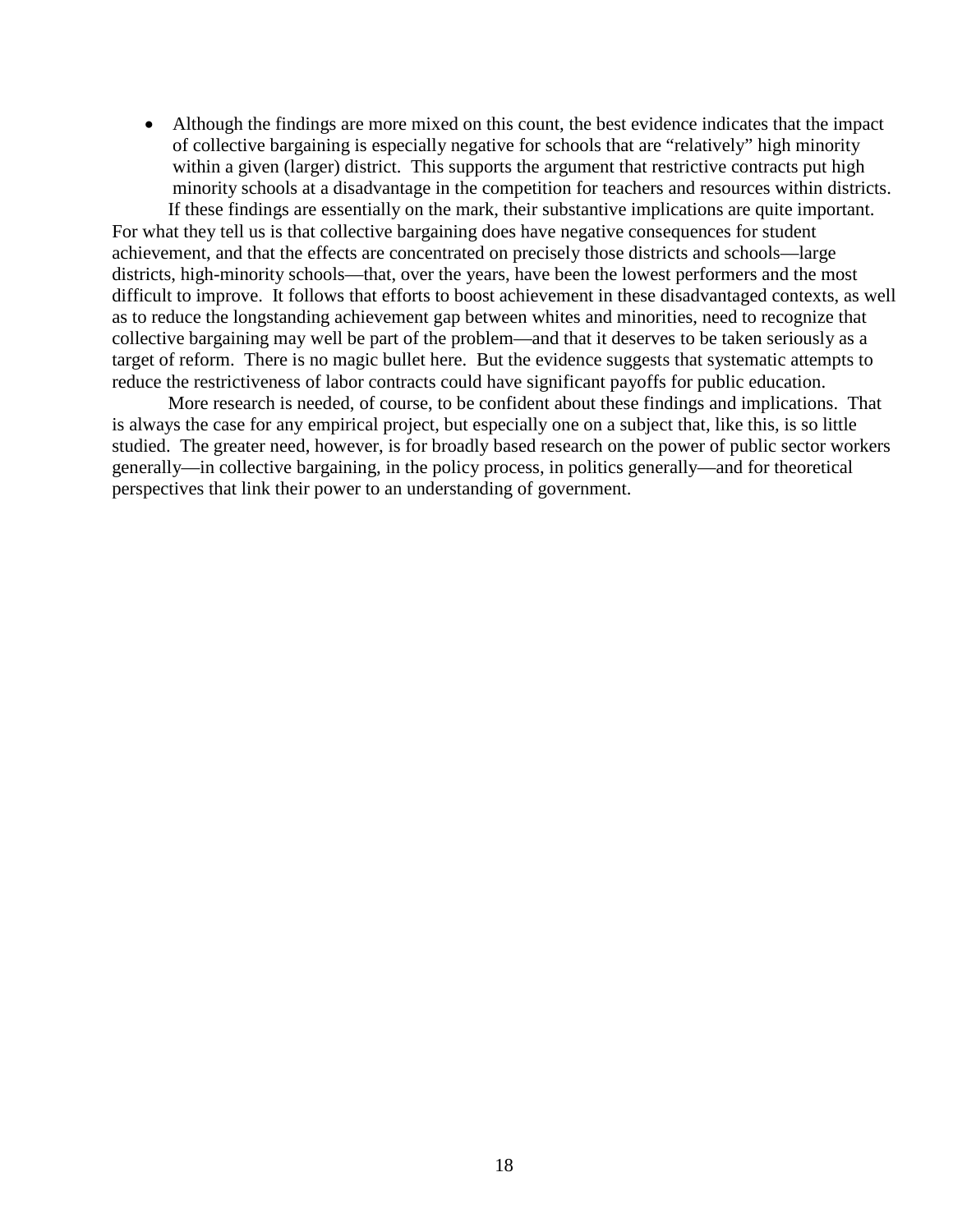- Although the findings are more mixed on this count, the best evidence indicates that the impact of collective bargaining is especially negative for schools that are "relatively" high minority within a given (larger) district. This supports the argument that restrictive contracts put high minority schools at a disadvantage in the competition for teachers and resources within districts.

If these findings are essentially on the mark, their substantive implications are quite important. For what they tell us is that collective bargaining does have negative consequences for student achievement, and that the effects are concentrated on precisely those districts and schools—large districts, high-minority schools—that, over the years, have been the lowest performers and the most difficult to improve. It follows that efforts to boost achievement in these disadvantaged contexts, as well as to reduce the longstanding achievement gap between whites and minorities, need to recognize that collective bargaining may well be part of the problem—and that it deserves to be taken seriously as a target of reform. There is no magic bullet here. But the evidence suggests that systematic attempts to reduce the restrictiveness of labor contracts could have significant payoffs for public education.

More research is needed, of course, to be confident about these findings and implications. That is always the case for any empirical project, but especially one on a subject that, like this, is so little studied. The greater need, however, is for broadly based research on the power of public sector workers generally—in collective bargaining, in the policy process, in politics generally—and for theoretical perspectives that link their power to an understanding of government.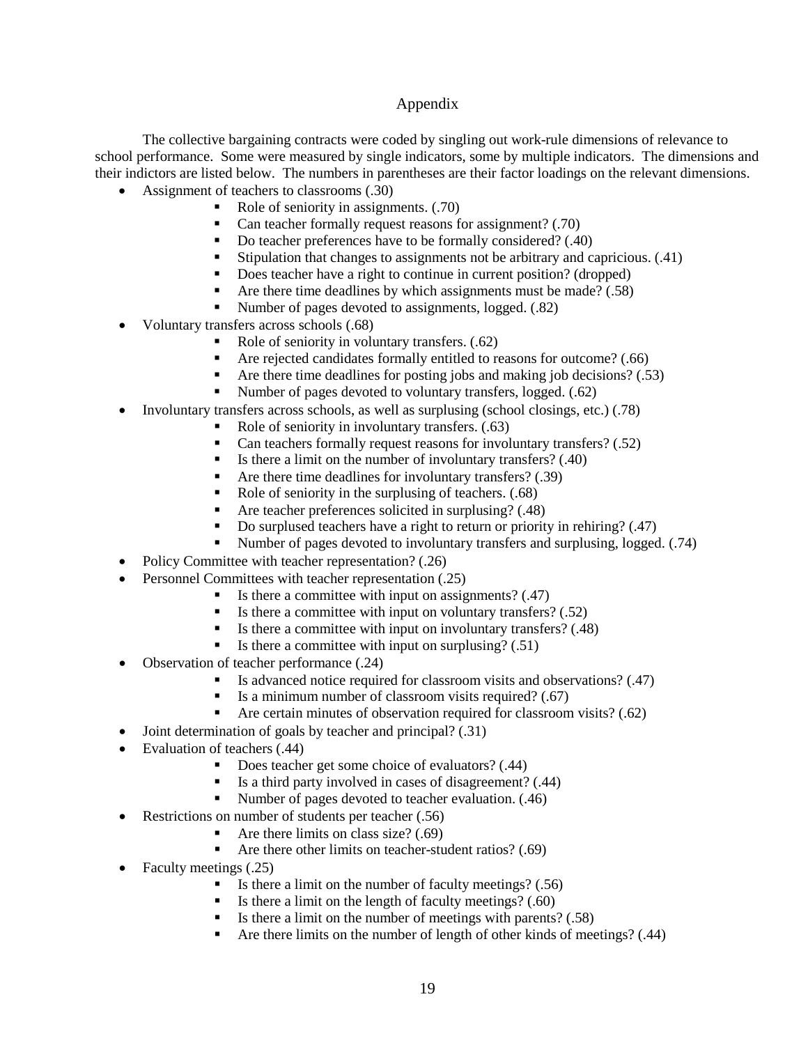## Appendix

The collective bargaining contracts were coded by singling out work-rule dimensions of relevance to school performance. Some were measured by single indicators, some by multiple indicators. The dimensions and their indictors are listed below. The numbers in parentheses are their factor loadings on the relevant dimensions.

- Assignment of teachers to classrooms (.30)
  - Role of seniority in assignments. (.70)
  - Can teacher formally request reasons for assignment? (.70)
  - Do teacher preferences have to be formally considered? (.40)
  - Stipulation that changes to assignments not be arbitrary and capricious. (.41)
  - Does teacher have a right to continue in current position? (dropped)
  - Are there time deadlines by which assignments must be made? (.58)
  - Number of pages devoted to assignments, logged. (.82)
- Voluntary transfers across schools (.68)
  - Role of seniority in voluntary transfers. (.62)
  - Are rejected candidates formally entitled to reasons for outcome? (.66)
  - Are there time deadlines for posting jobs and making job decisions? (.53)
  - Number of pages devoted to voluntary transfers, logged. (.62)
- Involuntary transfers across schools, as well as surplusing (school closings, etc.) (.78)
  - Role of seniority in involuntary transfers. (.63)
  - Can teachers formally request reasons for involuntary transfers? (.52)
  - Is there a limit on the number of involuntary transfers? (.40)
  - Are there time deadlines for involuntary transfers? (.39)
  - Role of seniority in the surplusing of teachers. (.68)
  - Are teacher preferences solicited in surplusing? (.48)
  - Do surplused teachers have a right to return or priority in rehiring? (.47)
  - Number of pages devoted to involuntary transfers and surplusing, logged. (.74)
- Policy Committee with teacher representation? (.26)
- Personnel Committees with teacher representation (.25)
  - Is there a committee with input on assignments? (.47)
  - Is there a committee with input on voluntary transfers? (.52)
  - Is there a committee with input on involuntary transfers? (.48)
  - Is there a committee with input on surplusing? (.51)
- Observation of teacher performance (.24)
  - Is advanced notice required for classroom visits and observations? (.47)
  - Is a minimum number of classroom visits required? (.67)
  - Are certain minutes of observation required for classroom visits? (.62)
- Joint determination of goals by teacher and principal? (.31)
- Evaluation of teachers (.44)
  - Does teacher get some choice of evaluators? (.44)
  - Is a third party involved in cases of disagreement? (.44)
  - Number of pages devoted to teacher evaluation. (.46)
- Restrictions on number of students per teacher (.56)
  - Are there limits on class size? (.69)
  - Are there other limits on teacher-student ratios? (.69)
- Faculty meetings (.25)
  - Is there a limit on the number of faculty meetings? (.56)
  - Is there a limit on the length of faculty meetings? (.60)
  - Is there a limit on the number of meetings with parents? (.58)
  - Are there limits on the number of length of other kinds of meetings? (.44)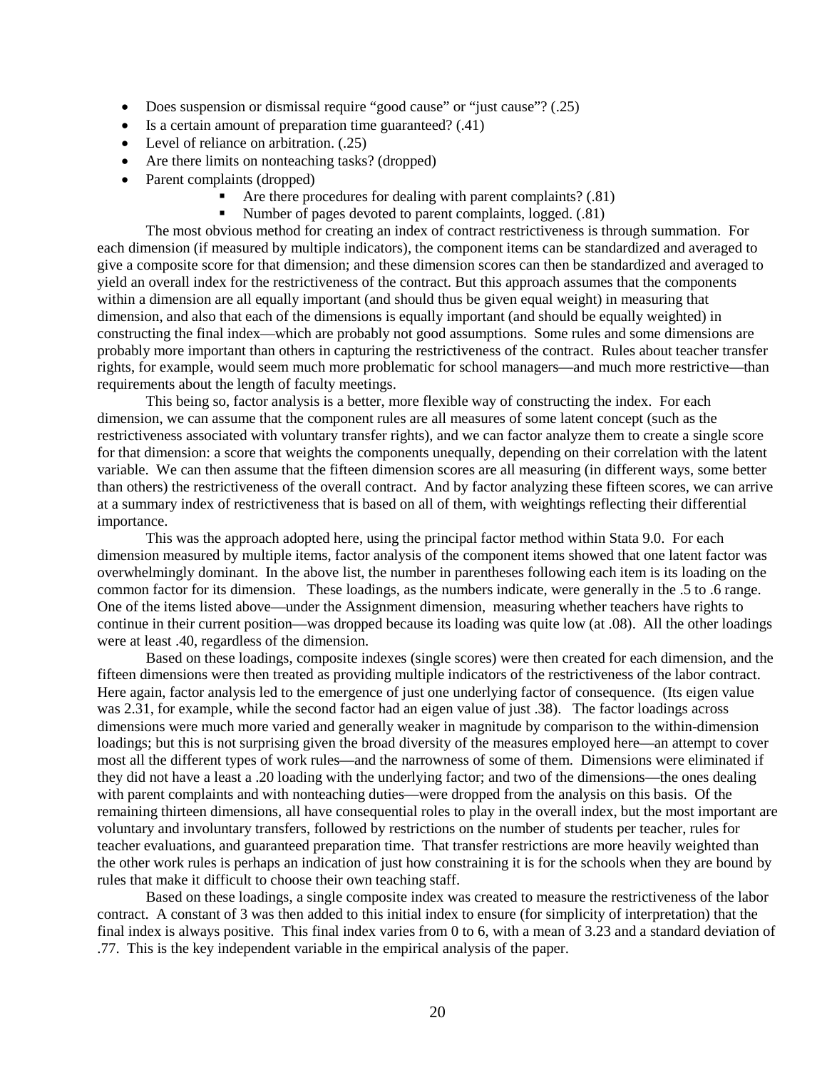- Does suspension or dismissal require "good cause" or "just cause"? (.25)
- Is a certain amount of preparation time guaranteed? (.41)
- Level of reliance on arbitration. (.25)
- Are there limits on nonteaching tasks? (dropped)
- Parent complaints (dropped)
    - Are there procedures for dealing with parent complaints? (.81)
    - Number of pages devoted to parent complaints, logged. (.81)

The most obvious method for creating an index of contract restrictiveness is through summation. For each dimension (if measured by multiple indicators), the component items can be standardized and averaged to give a composite score for that dimension; and these dimension scores can then be standardized and averaged to yield an overall index for the restrictiveness of the contract. But this approach assumes that the components within a dimension are all equally important (and should thus be given equal weight) in measuring that dimension, and also that each of the dimensions is equally important (and should be equally weighted) in constructing the final index—which are probably not good assumptions. Some rules and some dimensions are probably more important than others in capturing the restrictiveness of the contract. Rules about teacher transfer rights, for example, would seem much more problematic for school managers—and much more restrictive—than requirements about the length of faculty meetings.

This being so, factor analysis is a better, more flexible way of constructing the index. For each dimension, we can assume that the component rules are all measures of some latent concept (such as the restrictiveness associated with voluntary transfer rights), and we can factor analyze them to create a single score for that dimension: a score that weights the components unequally, depending on their correlation with the latent variable. We can then assume that the fifteen dimension scores are all measuring (in different ways, some better than others) the restrictiveness of the overall contract. And by factor analyzing these fifteen scores, we can arrive at a summary index of restrictiveness that is based on all of them, with weightings reflecting their differential importance.

This was the approach adopted here, using the principal factor method within Stata 9.0. For each dimension measured by multiple items, factor analysis of the component items showed that one latent factor was overwhelmingly dominant. In the above list, the number in parentheses following each item is its loading on the common factor for its dimension. These loadings, as the numbers indicate, were generally in the .5 to .6 range. One of the items listed above—under the Assignment dimension, measuring whether teachers have rights to continue in their current position—was dropped because its loading was quite low (at .08). All the other loadings were at least .40, regardless of the dimension.

Based on these loadings, composite indexes (single scores) were then created for each dimension, and the fifteen dimensions were then treated as providing multiple indicators of the restrictiveness of the labor contract. Here again, factor analysis led to the emergence of just one underlying factor of consequence. (Its eigen value was 2.31, for example, while the second factor had an eigen value of just .38). The factor loadings across dimensions were much more varied and generally weaker in magnitude by comparison to the within-dimension loadings; but this is not surprising given the broad diversity of the measures employed here—an attempt to cover most all the different types of work rules—and the narrowness of some of them. Dimensions were eliminated if they did not have a least a .20 loading with the underlying factor; and two of the dimensions—the ones dealing with parent complaints and with nonteaching duties—were dropped from the analysis on this basis. Of the remaining thirteen dimensions, all have consequential roles to play in the overall index, but the most important are voluntary and involuntary transfers, followed by restrictions on the number of students per teacher, rules for teacher evaluations, and guaranteed preparation time. That transfer restrictions are more heavily weighted than the other work rules is perhaps an indication of just how constraining it is for the schools when they are bound by rules that make it difficult to choose their own teaching staff.

Based on these loadings, a single composite index was created to measure the restrictiveness of the labor contract. A constant of 3 was then added to this initial index to ensure (for simplicity of interpretation) that the final index is always positive. This final index varies from 0 to 6, with a mean of 3.23 and a standard deviation of .77. This is the key independent variable in the empirical analysis of the paper.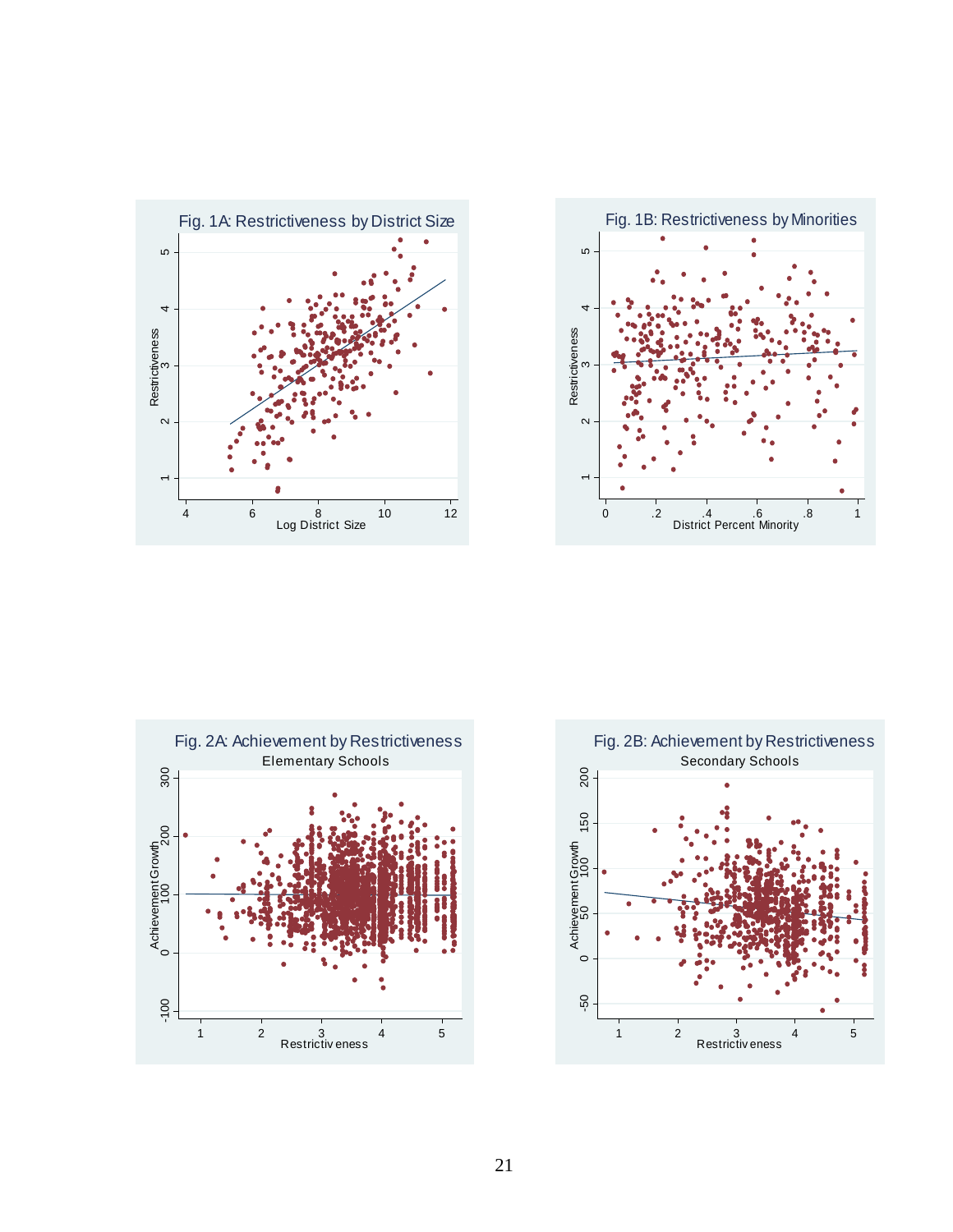Fig. 1A: Restrictiveness by District Size

Fig. 1B: Restrictiveness by Minorities

Fig. 2A: Achievement by Restrictiveness
Elementary Schools

Fig. 2B: Achievement by Restrictiveness
Secondary Schools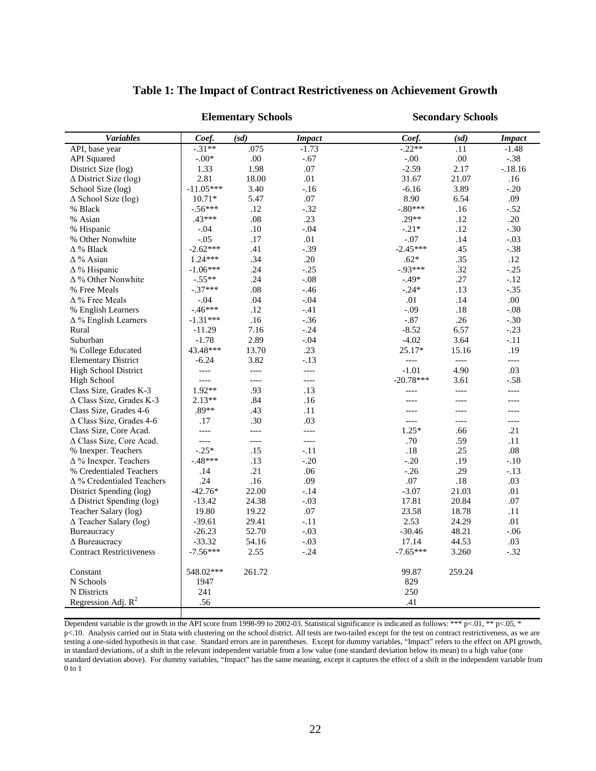## Table 1: The Impact of Contract Restrictiveness on Achievement Growth

| | Elementary Schools | | | Secondary Schools | | |
|---|---|---|---|---|---|---|
| ***Variables*** | ***Coef.*** | ***(sd)*** | ***Impact*** | ***Coef.*** | ***(sd)*** | ***Impact*** |
| API, base year | -.31** | .075 | -1.73 | -.22** | .11 | -1.48 |
| API Squared | -.00* | .00 | -.67 | -.00 | .00 | -.38 |
| District Size (log) | 1.33 | 1.98 | .07 | -2.59 | 2.17 | -.18.16 |
| Δ District Size (log) | 2.81 | 18.00 | .01 | 31.67 | 21.07 | .16 |
| School Size (log) | -11.05*** | 3.40 | -.16 | -6.16 | 3.89 | -.20 |
| Δ School Size (log) | 10.71* | 5.47 | .07 | 8.90 | 6.54 | .09 |
| % Black | -.56*** | .12 | -.32 | -.80*** | .16 | -.52 |
| % Asian | .43*** | .08 | .23 | .29** | .12 | .20 |
| % Hispanic | -.04 | .10 | -.04 | -.21* | .12 | -.30 |
| % Other Nonwhite | -.05 | .17 | .01 | -.07 | .14 | -.03 |
| Δ % Black | -2.62*** | .41 | -.39 | -2.45*** | .45 | -.38 |
| Δ % Asian | 1.24*** | .34 | .20 | .62* | .35 | .12 |
| Δ % Hispanic | -1.06*** | .24 | -.25 | -.93*** | .32 | -.25 |
| Δ % Other Nonwhite | -.55** | .24 | -.08 | -.49* | .27 | -.12 |
| % Free Meals | -.37*** | .08 | -.46 | -.24* | .13 | -.35 |
| Δ % Free Meals | -.04 | .04 | -.04 | .01 | .14 | .00 |
| % English Learners | -.46*** | .12 | -.41 | -.09 | .18 | -.08 |
| Δ % English Learners | -1.31*** | .16 | -.36 | -.87 | .26 | -.30 |
| Rural | -11.29 | 7.16 | -.24 | -8.52 | 6.57 | -.23 |
| Suburban | -1.78 | 2.89 | -.04 | -4.02 | 3.64 | -.11 |
| % College Educated | 43.48*** | 13.70 | .23 | 25.17* | 15.16 | .19 |
| Elementary District | -6.24 | 3.82 | -.13 | ---- | ---- | ---- |
| High School District | ---- | ---- | ---- | -1.01 | 4.90 | .03 |
| High School | ---- | ---- | ---- | -20.78*** | 3.61 | -.58 |
| Class Size, Grades K-3 | 1.92** | .93 | .13 | ---- | ---- | ---- |
| Δ Class Size, Grades K-3 | 2.13** | .84 | .16 | ---- | ---- | ---- |
| Class Size, Grades 4-6 | .89** | .43 | .11 | ---- | ---- | ---- |
| Δ Class Size, Grades 4-6 | .17 | .30 | .03 | ---- | ---- | ---- |
| Class Size, Core Acad. | ---- | ---- | ---- | 1.25* | .66 | .21 |
| Δ Class Size, Core Acad. | ---- | ---- | ---- | .70 | .59 | .11 |
| % Inexper. Teachers | -.25* | .15 | -.11 | .18 | .25 | .08 |
| Δ % Inexper. Teachers | -.48*** | .13 | -.20 | -.20 | .19 | -.10 |
| % Credentialed Teachers | .14 | .21 | .06 | -.26 | .29 | -.13 |
| Δ % Credentialed Teachers | .24 | .16 | .09 | .07 | .18 | .03 |
| District Spending (log) | -42.76* | 22.00 | -.14 | -3.07 | 21.03 | .01 |
| Δ District Spending (log) | -13.42 | 24.38 | -.03 | 17.81 | 20.84 | .07 |
| Teacher Salary (log) | 19.80 | 19.22 | .07 | 23.58 | 18.78 | .11 |
| Δ Teacher Salary (log) | -39.61 | 29.41 | -.11 | 2.53 | 24.29 | .01 |
| Bureaucracy | -26.23 | 52.70 | -.03 | -30.46 | 48.21 | -.06 |
| Δ Bureaucracy | -33.32 | 54.16 | -.03 | 17.14 | 44.53 | .03 |
| Contract Restrictiveness | -7.56*** | 2.55 | -.24 | -7.65*** | 3.260 | -.32 |
| Constant | 548.02*** | 261.72 | | 99.87 | 259.24 | |
| N Schools | 1947 | | | 829 | | |
| N Districts | 241 | | | 250 | | |
| Regression Adj. $R^2$ | .56 | | | .41 | | |

Dependent variable is the growth in the API score from 1998-99 to 2002-03. Statistical significance is indicated as follows: *** p<.01, ** p<.05, * p<.10. Analysis carried out in Stata with clustering on the school district. All tests are two-tailed except for the test on contract restrictiveness, as we are testing a one-sided hypothesis in that case. Standard errors are in parentheses. Except for dummy variables, "Impact" refers to the effect on API growth, in standard deviations, of a shift in the relevant independent variable from a low value (one standard deviation below its mean) to a high value (one standard deviation above). For dummy variables, "Impact" has the same meaning, except it captures the effect of a shift in the independent variable from 0 to 1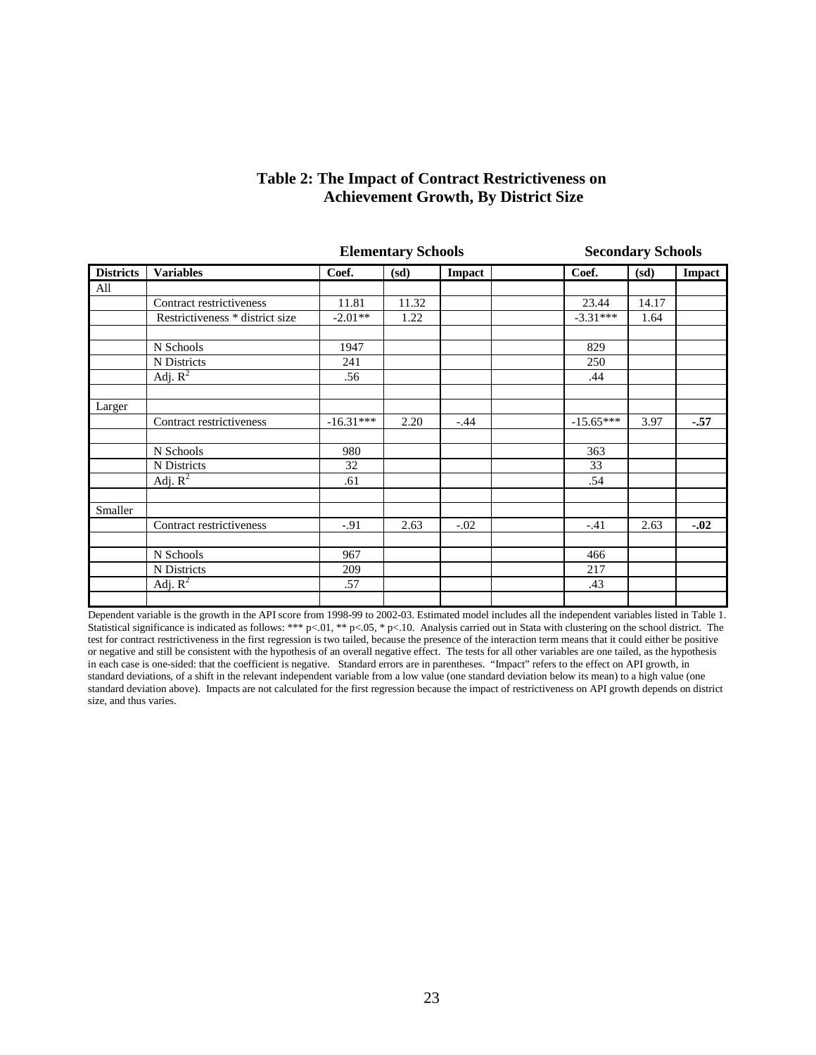# Table 2: The Impact of Contract Restrictiveness on Achievement Growth, By District Size

| | | Elementary Schools | | | | Secondary Schools | | |
|---|---|---|---|---|---|---|---|---|
| **Districts** | **Variables** | **Coef.** | **(sd)** | **Impact** | | **Coef.** | **(sd)** | **Impact** |
| All | | | | | | | | |
| | Contract restrictiveness | 11.81 | 11.32 | | | 23.44 | 14.17 | |
| | Restrictiveness * district size | -2.01** | 1.22 | | | -3.31*** | 1.64 | |
| | | | | | | | | |
| | N Schools | 1947 | | | | 829 | | |
| | N Districts | 241 | | | | 250 | | |
| | Adj. $R^2$ | .56 | | | | .44 | | |
| | | | | | | | | |
| Larger | | | | | | | | |
| | Contract restrictiveness | -16.31*** | 2.20 | -.44 | | -15.65*** | 3.97 | **-.57** |
| | | | | | | | | |
| | N Schools | 980 | | | | 363 | | |
| | N Districts | 32 | | | | 33 | | |
| | Adj. $R^2$ | .61 | | | | .54 | | |
| | | | | | | | | |
| Smaller | | | | | | | | |
| | Contract restrictiveness | -.91 | 2.63 | -.02 | | -.41 | 2.63 | **-.02** |
| | | | | | | | | |
| | N Schools | 967 | | | | 466 | | |
| | N Districts | 209 | | | | 217 | | |
| | Adj. $R^2$ | .57 | | | | .43 | | |
| | | | | | | | | |

Dependent variable is the growth in the API score from 1998-99 to 2002-03. Estimated model includes all the independent variables listed in Table 1. Statistical significance is indicated as follows: *** p<.01, ** p<.05, * p<.10. Analysis carried out in Stata with clustering on the school district. The test for contract restrictiveness in the first regression is two tailed, because the presence of the interaction term means that it could either be positive or negative and still be consistent with the hypothesis of an overall negative effect. The tests for all other variables are one tailed, as the hypothesis in each case is one-sided: that the coefficient is negative. Standard errors are in parentheses. "Impact" refers to the effect on API growth, in standard deviations, of a shift in the relevant independent variable from a low value (one standard deviation below its mean) to a high value (one standard deviation above). Impacts are not calculated for the first regression because the impact of restrictiveness on API growth depends on district size, and thus varies.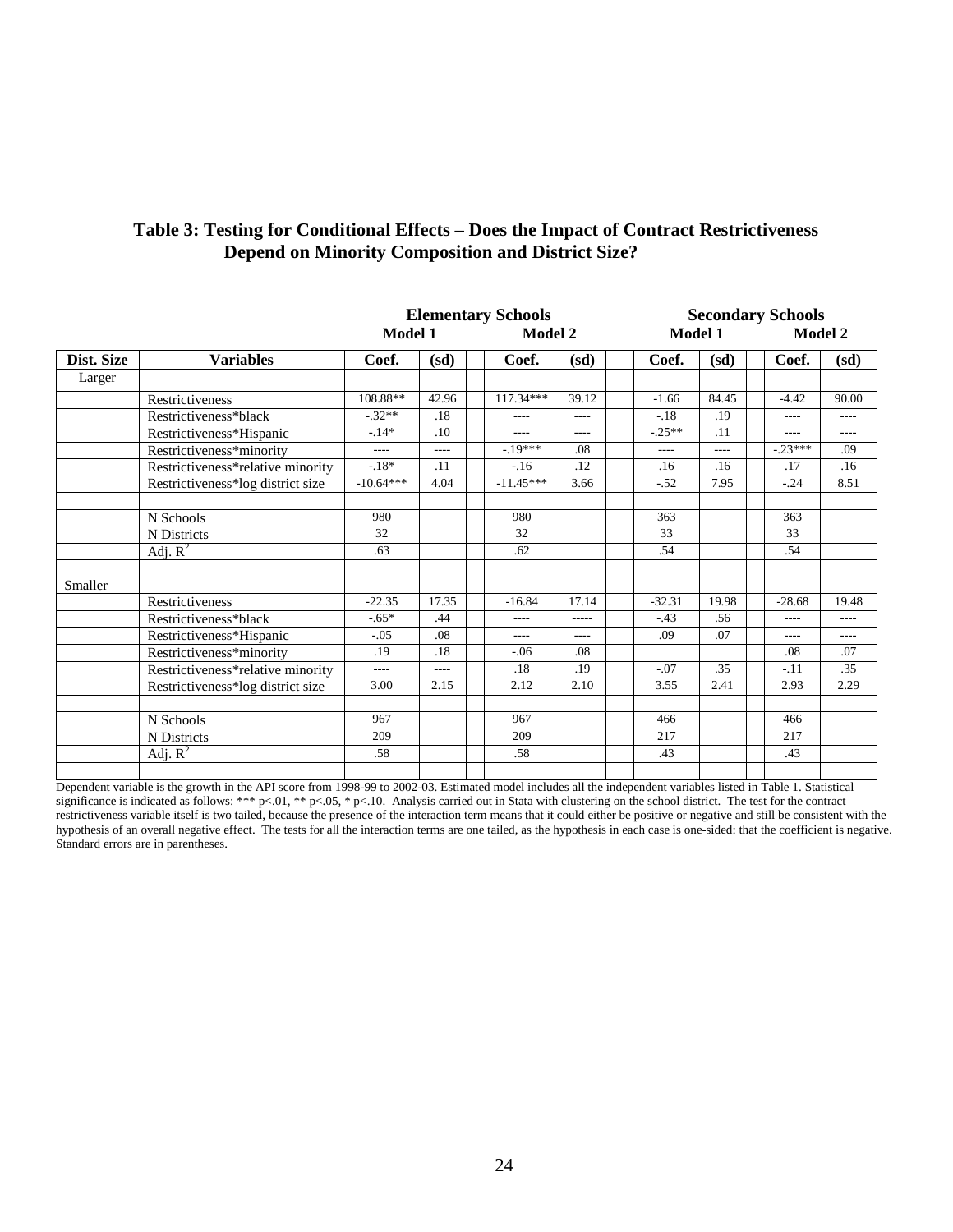## Table 3: Testing for Conditional Effects – Does the Impact of Contract Restrictiveness Depend on Minority Composition and District Size?

| | | Elementary Schools | | | | Secondary Schools | | | |
|---|---|---|---|---|---|---|---|---|---|
| | | Model 1 | | Model 2 | | Model 1 | | Model 2 | |
| **Dist. Size** | **Variables** | **Coef.** | **(sd)** | **Coef.** | **(sd)** | **Coef.** | **(sd)** | **Coef.** | **(sd)** |
| Larger | | | | | | | | | |
| | Restrictiveness | 108.88** | 42.96 | 117.34*** | 39.12 | -1.66 | 84.45 | -4.42 | 90.00 |
| | Restrictiveness*black | -.32** | .18 | ---- | ---- | -.18 | .19 | ---- | ---- |
| | Restrictiveness*Hispanic | -.14* | .10 | ---- | ---- | -.25** | .11 | ---- | ---- |
| | Restrictiveness*minority | ---- | ---- | -.19*** | .08 | ---- | ---- | -.23*** | .09 |
| | Restrictiveness*relative minority | -.18* | .11 | -.16 | .12 | .16 | .16 | .17 | .16 |
| | Restrictiveness*log district size | -10.64*** | 4.04 | -11.45*** | 3.66 | -.52 | 7.95 | -.24 | 8.51 |
| | | | | | | | | | |
| | N Schools | 980 | | 980 | | 363 | | 363 | |
| | N Districts | 32 | | 32 | | 33 | | 33 | |
| | Adj. $R^2$ | .63 | | .62 | | .54 | | .54 | |
| | | | | | | | | | |
| Smaller | | | | | | | | | |
| | Restrictiveness | -22.35 | 17.35 | -16.84 | 17.14 | -32.31 | 19.98 | -28.68 | 19.48 |
| | Restrictiveness*black | -.65* | .44 | ---- | ----- | -.43 | .56 | ---- | ---- |
| | Restrictiveness*Hispanic | -.05 | .08 | ---- | ---- | .09 | .07 | ---- | ---- |
| | Restrictiveness*minority | .19 | .18 | -.06 | .08 | | | .08 | .07 |
| | Restrictiveness*relative minority | ---- | ---- | .18 | .19 | -.07 | .35 | -.11 | .35 |
| | Restrictiveness*log district size | 3.00 | 2.15 | 2.12 | 2.10 | 3.55 | 2.41 | 2.93 | 2.29 |
| | | | | | | | | | |
| | N Schools | 967 | | 967 | | 466 | | 466 | |
| | N Districts | 209 | | 209 | | 217 | | 217 | |
| | Adj. $R^2$ | .58 | | .58 | | .43 | | .43 | |

Dependent variable is the growth in the API score from 1998-99 to 2002-03. Estimated model includes all the independent variables listed in Table 1. Statistical significance is indicated as follows: *** p<.01, ** p<.05, * p<.10. Analysis carried out in Stata with clustering on the school district. The test for the contract restrictiveness variable itself is two tailed, because the presence of the interaction term means that it could either be positive or negative and still be consistent with the hypothesis of an overall negative effect. The tests for all the interaction terms are one tailed, as the hypothesis in each case is one-sided: that the coefficient is negative. Standard errors are in parentheses.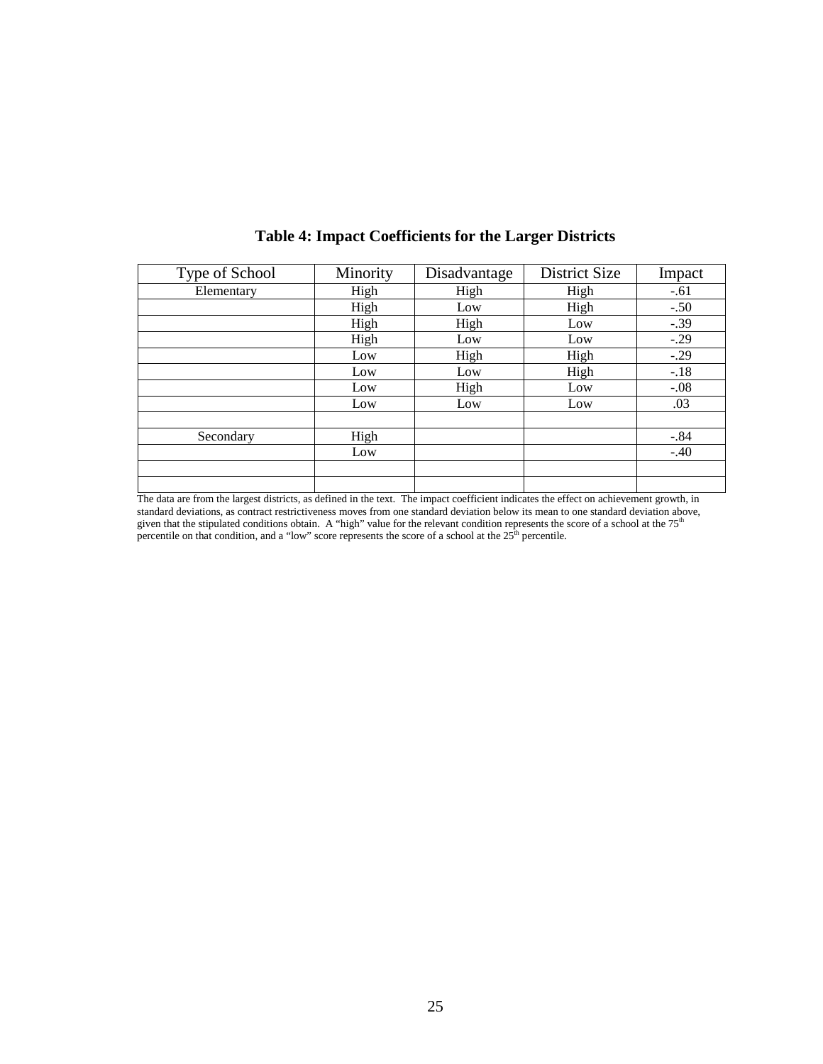**Table 4: Impact Coefficients for the Larger Districts**

| Type of School | Minority | Disadvantage | District Size | Impact |
|---|---|---|---|---|
| Elementary | High | High | High | -.61 |
| | High | Low | High | -.50 |
| | High | High | Low | -.39 |
| | High | Low | Low | -.29 |
| | Low | High | High | -.29 |
| | Low | Low | High | -.18 |
| | Low | High | Low | -.08 |
| | Low | Low | Low | .03 |
| | | | | |
| Secondary | High | | | -.84 |
| | Low | | | -.40 |
| | | | | |
| | | | | |

The data are from the largest districts, as defined in the text. The impact coefficient indicates the effect on achievement growth, in standard deviations, as contract restrictiveness moves from one standard deviation below its mean to one standard deviation above, given that the stipulated conditions obtain. A "high" value for the relevant condition represents the score of a school at the 75th percentile on that condition, and a "low" score represents the score of a school at the 25th percentile.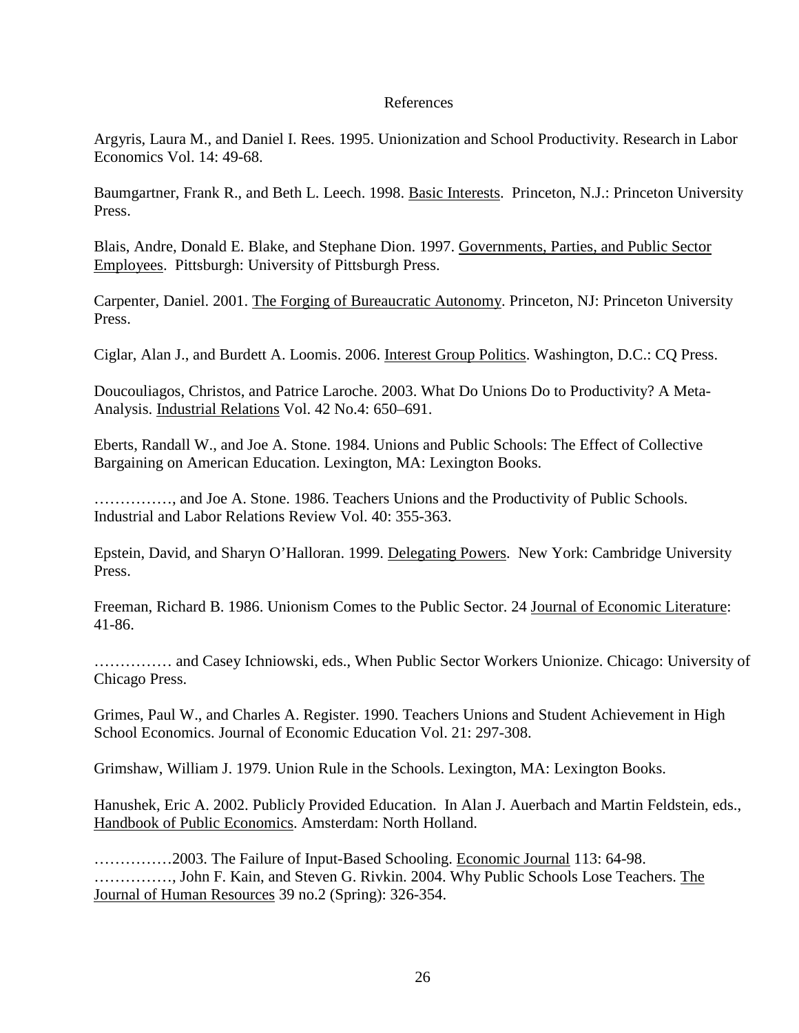## References

Argyris, Laura M., and Daniel I. Rees. 1995. Unionization and School Productivity. Research in Labor Economics Vol. 14: 49-68.

Baumgartner, Frank R., and Beth L. Leech. 1998. Basic Interests. Princeton, N.J.: Princeton University Press.

Blais, Andre, Donald E. Blake, and Stephane Dion. 1997. Governments, Parties, and Public Sector Employees. Pittsburgh: University of Pittsburgh Press.

Carpenter, Daniel. 2001. The Forging of Bureaucratic Autonomy. Princeton, NJ: Princeton University Press.

Ciglar, Alan J., and Burdett A. Loomis. 2006. Interest Group Politics. Washington, D.C.: CQ Press.

Doucouliagos, Christos, and Patrice Laroche. 2003. What Do Unions Do to Productivity? A Meta-Analysis. Industrial Relations Vol. 42 No.4: 650–691.

Eberts, Randall W., and Joe A. Stone. 1984. Unions and Public Schools: The Effect of Collective Bargaining on American Education. Lexington, MA: Lexington Books.

……………, and Joe A. Stone. 1986. Teachers Unions and the Productivity of Public Schools. Industrial and Labor Relations Review Vol. 40: 355-363.

Epstein, David, and Sharyn O'Halloran. 1999. Delegating Powers. New York: Cambridge University Press.

Freeman, Richard B. 1986. Unionism Comes to the Public Sector. 24 Journal of Economic Literature: 41-86.

…………… and Casey Ichniowski, eds., When Public Sector Workers Unionize. Chicago: University of Chicago Press.

Grimes, Paul W., and Charles A. Register. 1990. Teachers Unions and Student Achievement in High School Economics. Journal of Economic Education Vol. 21: 297-308.

Grimshaw, William J. 1979. Union Rule in the Schools. Lexington, MA: Lexington Books.

Hanushek, Eric A. 2002. Publicly Provided Education. In Alan J. Auerbach and Martin Feldstein, eds., Handbook of Public Economics. Amsterdam: North Holland.

……………2003. The Failure of Input-Based Schooling. Economic Journal 113: 64-98.

……………, John F. Kain, and Steven G. Rivkin. 2004. Why Public Schools Lose Teachers. The Journal of Human Resources 39 no.2 (Spring): 326-354.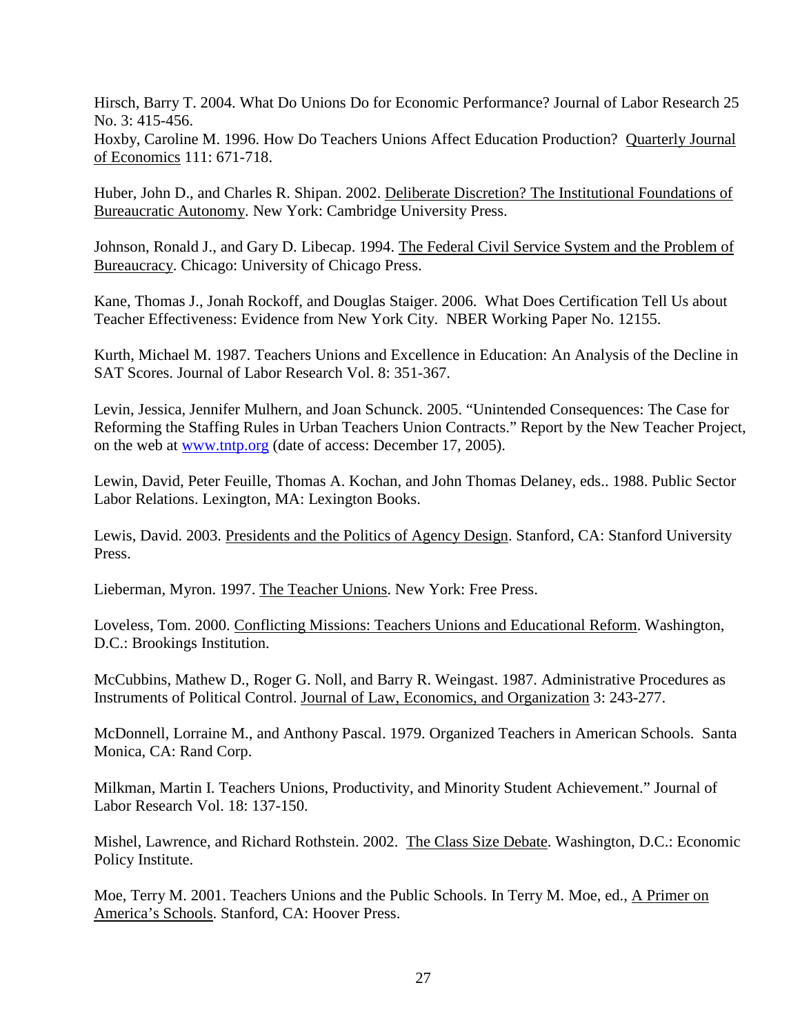Hirsch, Barry T. 2004. What Do Unions Do for Economic Performance? Journal of Labor Research 25 No. 3: 415-456.

Hoxby, Caroline M. 1996. How Do Teachers Unions Affect Education Production? Quarterly Journal of Economics 111: 671-718.

Huber, John D., and Charles R. Shipan. 2002. Deliberate Discretion? The Institutional Foundations of Bureaucratic Autonomy. New York: Cambridge University Press.

Johnson, Ronald J., and Gary D. Libecap. 1994. The Federal Civil Service System and the Problem of Bureaucracy. Chicago: University of Chicago Press.

Kane, Thomas J., Jonah Rockoff, and Douglas Staiger. 2006. What Does Certification Tell Us about Teacher Effectiveness: Evidence from New York City. NBER Working Paper No. 12155.

Kurth, Michael M. 1987. Teachers Unions and Excellence in Education: An Analysis of the Decline in SAT Scores. Journal of Labor Research Vol. 8: 351-367.

Levin, Jessica, Jennifer Mulhern, and Joan Schunck. 2005. "Unintended Consequences: The Case for Reforming the Staffing Rules in Urban Teachers Union Contracts." Report by the New Teacher Project, on the web at www.tntp.org (date of access: December 17, 2005).

Lewin, David, Peter Feuille, Thomas A. Kochan, and John Thomas Delaney, eds.. 1988. Public Sector Labor Relations. Lexington, MA: Lexington Books.

Lewis, David. 2003. Presidents and the Politics of Agency Design. Stanford, CA: Stanford University Press.

Lieberman, Myron. 1997. The Teacher Unions. New York: Free Press.

Loveless, Tom. 2000. Conflicting Missions: Teachers Unions and Educational Reform. Washington, D.C.: Brookings Institution.

McCubbins, Mathew D., Roger G. Noll, and Barry R. Weingast. 1987. Administrative Procedures as Instruments of Political Control. Journal of Law, Economics, and Organization 3: 243-277.

McDonnell, Lorraine M., and Anthony Pascal. 1979. Organized Teachers in American Schools. Santa Monica, CA: Rand Corp.

Milkman, Martin I. Teachers Unions, Productivity, and Minority Student Achievement." Journal of Labor Research Vol. 18: 137-150.

Mishel, Lawrence, and Richard Rothstein. 2002. The Class Size Debate. Washington, D.C.: Economic Policy Institute.

Moe, Terry M. 2001. Teachers Unions and the Public Schools. In Terry M. Moe, ed., A Primer on America's Schools. Stanford, CA: Hoover Press.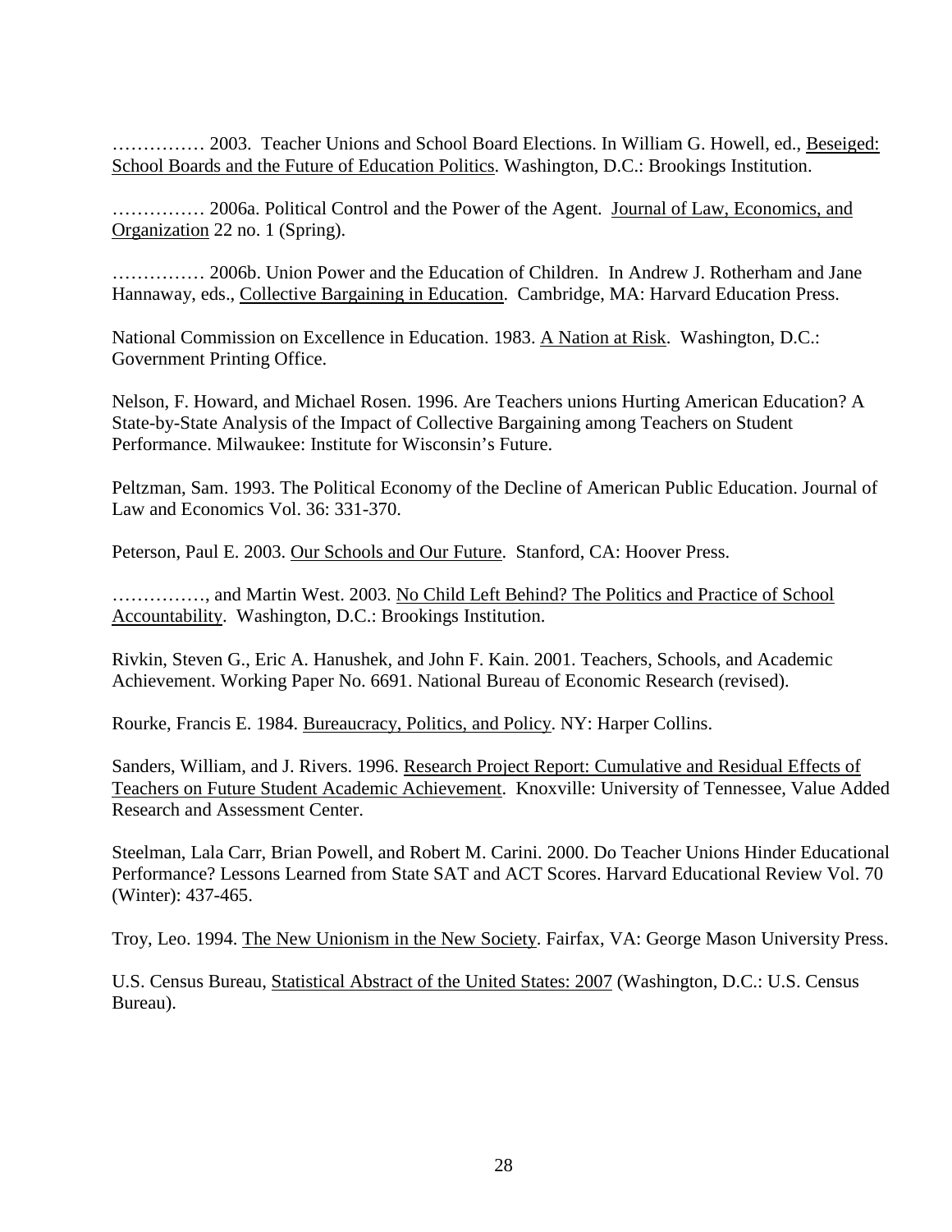…………… 2003. Teacher Unions and School Board Elections. In William G. Howell, ed., Beseiged: School Boards and the Future of Education Politics. Washington, D.C.: Brookings Institution.

…………… 2006a. Political Control and the Power of the Agent. Journal of Law, Economics, and Organization 22 no. 1 (Spring).

…………… 2006b. Union Power and the Education of Children. In Andrew J. Rotherham and Jane Hannaway, eds., Collective Bargaining in Education. Cambridge, MA: Harvard Education Press.

National Commission on Excellence in Education. 1983. A Nation at Risk. Washington, D.C.: Government Printing Office.

Nelson, F. Howard, and Michael Rosen. 1996. Are Teachers unions Hurting American Education? A State-by-State Analysis of the Impact of Collective Bargaining among Teachers on Student Performance. Milwaukee: Institute for Wisconsin's Future.

Peltzman, Sam. 1993. The Political Economy of the Decline of American Public Education. Journal of Law and Economics Vol. 36: 331-370.

Peterson, Paul E. 2003. Our Schools and Our Future. Stanford, CA: Hoover Press.

……………, and Martin West. 2003. No Child Left Behind? The Politics and Practice of School Accountability. Washington, D.C.: Brookings Institution.

Rivkin, Steven G., Eric A. Hanushek, and John F. Kain. 2001. Teachers, Schools, and Academic Achievement. Working Paper No. 6691. National Bureau of Economic Research (revised).

Rourke, Francis E. 1984. Bureaucracy, Politics, and Policy. NY: Harper Collins.

Sanders, William, and J. Rivers. 1996. Research Project Report: Cumulative and Residual Effects of Teachers on Future Student Academic Achievement. Knoxville: University of Tennessee, Value Added Research and Assessment Center.

Steelman, Lala Carr, Brian Powell, and Robert M. Carini. 2000. Do Teacher Unions Hinder Educational Performance? Lessons Learned from State SAT and ACT Scores. Harvard Educational Review Vol. 70 (Winter): 437-465.

Troy, Leo. 1994. The New Unionism in the New Society. Fairfax, VA: George Mason University Press.

U.S. Census Bureau, Statistical Abstract of the United States: 2007 (Washington, D.C.: U.S. Census Bureau).